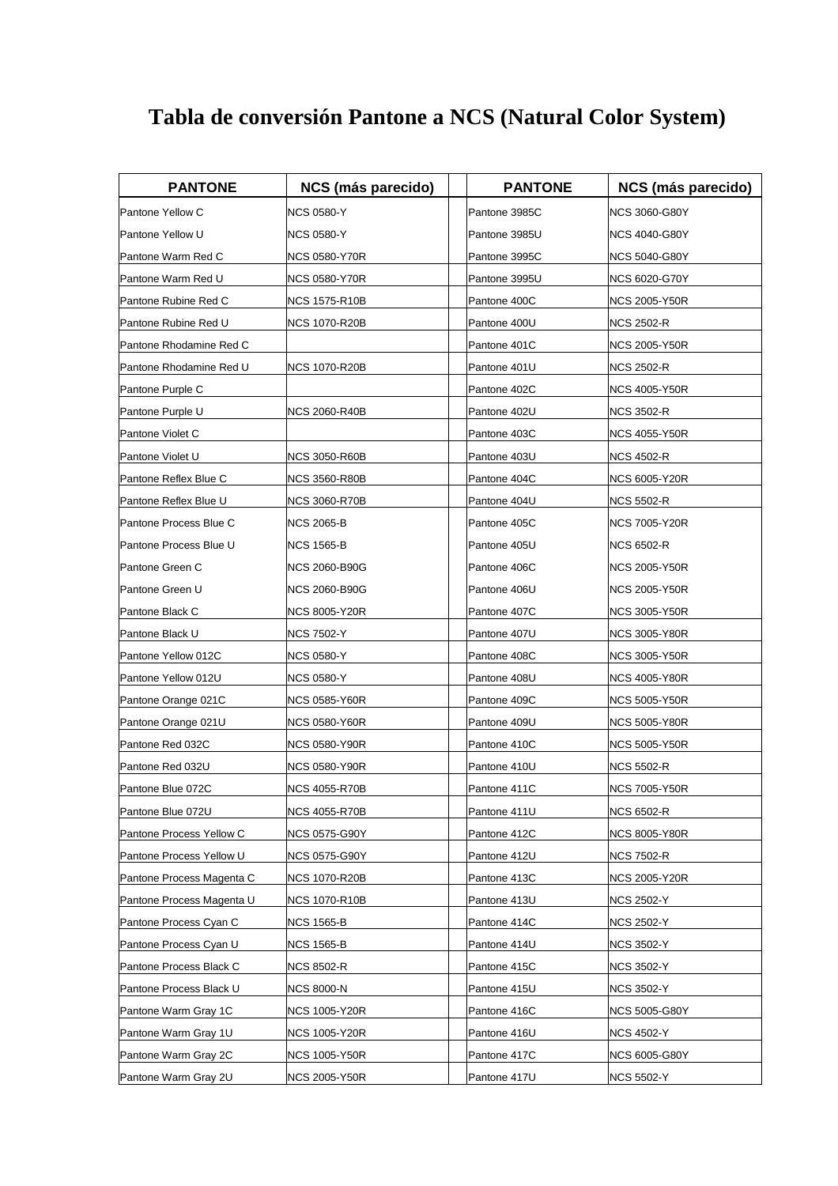# Tabla de conversión Pantone a NCS (Natural Color System)

| PANTONE | NCS (más parecido) | | PANTONE | NCS (más parecido) |
|---|---|---|---|---|
| Pantone Yellow C | NCS 0580-Y | | Pantone 3985C | NCS 3060-G80Y |
| Pantone Yellow U | NCS 0580-Y | | Pantone 3985U | NCS 4040-G80Y |
| Pantone Warm Red C | NCS 0580-Y70R | | Pantone 3995C | NCS 5040-G80Y |
| Pantone Warm Red U | NCS 0580-Y70R | | Pantone 3995U | NCS 6020-G70Y |
| Pantone Rubine Red C | NCS 1575-R10B | | Pantone 400C | NCS 2005-Y50R |
| Pantone Rubine Red U | NCS 1070-R20B | | Pantone 400U | NCS 2502-R |
| Pantone Rhodamine Red C | | | Pantone 401C | NCS 2005-Y50R |
| Pantone Rhodamine Red U | NCS 1070-R20B | | Pantone 401U | NCS 2502-R |
| Pantone Purple C | | | Pantone 402C | NCS 4005-Y50R |
| Pantone Purple U | NCS 2060-R40B | | Pantone 402U | NCS 3502-R |
| Pantone Violet C | | | Pantone 403C | NCS 4055-Y50R |
| Pantone Violet U | NCS 3050-R60B | | Pantone 403U | NCS 4502-R |
| Pantone Reflex Blue C | NCS 3560-R80B | | Pantone 404C | NCS 6005-Y20R |
| Pantone Reflex Blue U | NCS 3060-R70B | | Pantone 404U | NCS 5502-R |
| Pantone Process Blue C | NCS 2065-B | | Pantone 405C | NCS 7005-Y20R |
| Pantone Process Blue U | NCS 1565-B | | Pantone 405U | NCS 6502-R |
| Pantone Green C | NCS 2060-B90G | | Pantone 406C | NCS 2005-Y50R |
| Pantone Green U | NCS 2060-B90G | | Pantone 406U | NCS 2005-Y50R |
| Pantone Black C | NCS 8005-Y20R | | Pantone 407C | NCS 3005-Y50R |
| Pantone Black U | NCS 7502-Y | | Pantone 407U | NCS 3005-Y80R |
| Pantone Yellow 012C | NCS 0580-Y | | Pantone 408C | NCS 3005-Y50R |
| Pantone Yellow 012U | NCS 0580-Y | | Pantone 408U | NCS 4005-Y80R |
| Pantone Orange 021C | NCS 0585-Y60R | | Pantone 409C | NCS 5005-Y50R |
| Pantone Orange 021U | NCS 0580-Y60R | | Pantone 409U | NCS 5005-Y80R |
| Pantone Red 032C | NCS 0580-Y90R | | Pantone 410C | NCS 5005-Y50R |
| Pantone Red 032U | NCS 0580-Y90R | | Pantone 410U | NCS 5502-R |
| Pantone Blue 072C | NCS 4055-R70B | | Pantone 411C | NCS 7005-Y50R |
| Pantone Blue 072U | NCS 4055-R70B | | Pantone 411U | NCS 6502-R |
| Pantone Process Yellow C | NCS 0575-G90Y | | Pantone 412C | NCS 8005-Y80R |
| Pantone Process Yellow U | NCS 0575-G90Y | | Pantone 412U | NCS 7502-R |
| Pantone Process Magenta C | NCS 1070-R20B | | Pantone 413C | NCS 2005-Y20R |
| Pantone Process Magenta U | NCS 1070-R10B | | Pantone 413U | NCS 2502-Y |
| Pantone Process Cyan C | NCS 1565-B | | Pantone 414C | NCS 2502-Y |
| Pantone Process Cyan U | NCS 1565-B | | Pantone 414U | NCS 3502-Y |
| Pantone Process Black C | NCS 8502-R | | Pantone 415C | NCS 3502-Y |
| Pantone Process Black U | NCS 8000-N | | Pantone 415U | NCS 3502-Y |
| Pantone Warm Gray 1C | NCS 1005-Y20R | | Pantone 416C | NCS 5005-G80Y |
| Pantone Warm Gray 1U | NCS 1005-Y20R | | Pantone 416U | NCS 4502-Y |
| Pantone Warm Gray 2C | NCS 1005-Y50R | | Pantone 417C | NCS 6005-G80Y |
| Pantone Warm Gray 2U | NCS 2005-Y50R | | Pantone 417U | NCS 5502-Y |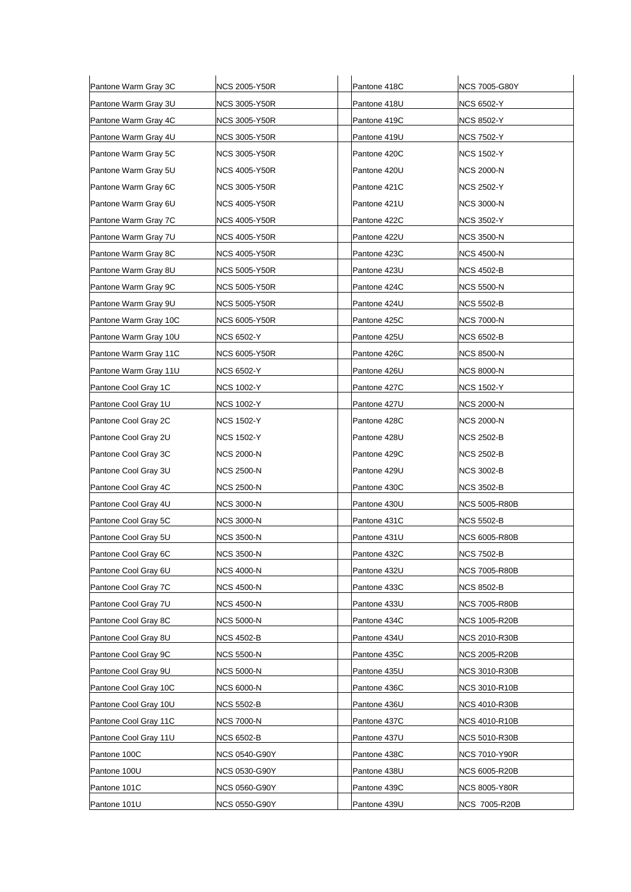| Pantone Warm Gray 3C | NCS 2005-Y50R | | Pantone 418C | NCS 7005-G80Y |
|---|---|---|---|---|
| Pantone Warm Gray 3U | NCS 3005-Y50R | | Pantone 418U | NCS 6502-Y |
| Pantone Warm Gray 4C | NCS 3005-Y50R | | Pantone 419C | NCS 8502-Y |
| Pantone Warm Gray 4U | NCS 3005-Y50R | | Pantone 419U | NCS 7502-Y |
| Pantone Warm Gray 5C | NCS 3005-Y50R | | Pantone 420C | NCS 1502-Y |
| Pantone Warm Gray 5U | NCS 4005-Y50R | | Pantone 420U | NCS 2000-N |
| Pantone Warm Gray 6C | NCS 3005-Y50R | | Pantone 421C | NCS 2502-Y |
| Pantone Warm Gray 6U | NCS 4005-Y50R | | Pantone 421U | NCS 3000-N |
| Pantone Warm Gray 7C | NCS 4005-Y50R | | Pantone 422C | NCS 3502-Y |
| Pantone Warm Gray 7U | NCS 4005-Y50R | | Pantone 422U | NCS 3500-N |
| Pantone Warm Gray 8C | NCS 4005-Y50R | | Pantone 423C | NCS 4500-N |
| Pantone Warm Gray 8U | NCS 5005-Y50R | | Pantone 423U | NCS 4502-B |
| Pantone Warm Gray 9C | NCS 5005-Y50R | | Pantone 424C | NCS 5500-N |
| Pantone Warm Gray 9U | NCS 5005-Y50R | | Pantone 424U | NCS 5502-B |
| Pantone Warm Gray 10C | NCS 6005-Y50R | | Pantone 425C | NCS 7000-N |
| Pantone Warm Gray 10U | NCS 6502-Y | | Pantone 425U | NCS 6502-B |
| Pantone Warm Gray 11C | NCS 6005-Y50R | | Pantone 426C | NCS 8500-N |
| Pantone Warm Gray 11U | NCS 6502-Y | | Pantone 426U | NCS 8000-N |
| Pantone Cool Gray 1C | NCS 1002-Y | | Pantone 427C | NCS 1502-Y |
| Pantone Cool Gray 1U | NCS 1002-Y | | Pantone 427U | NCS 2000-N |
| Pantone Cool Gray 2C | NCS 1502-Y | | Pantone 428C | NCS 2000-N |
| Pantone Cool Gray 2U | NCS 1502-Y | | Pantone 428U | NCS 2502-B |
| Pantone Cool Gray 3C | NCS 2000-N | | Pantone 429C | NCS 2502-B |
| Pantone Cool Gray 3U | NCS 2500-N | | Pantone 429U | NCS 3002-B |
| Pantone Cool Gray 4C | NCS 2500-N | | Pantone 430C | NCS 3502-B |
| Pantone Cool Gray 4U | NCS 3000-N | | Pantone 430U | NCS 5005-R80B |
| Pantone Cool Gray 5C | NCS 3000-N | | Pantone 431C | NCS 5502-B |
| Pantone Cool Gray 5U | NCS 3500-N | | Pantone 431U | NCS 6005-R80B |
| Pantone Cool Gray 6C | NCS 3500-N | | Pantone 432C | NCS 7502-B |
| Pantone Cool Gray 6U | NCS 4000-N | | Pantone 432U | NCS 7005-R80B |
| Pantone Cool Gray 7C | NCS 4500-N | | Pantone 433C | NCS 8502-B |
| Pantone Cool Gray 7U | NCS 4500-N | | Pantone 433U | NCS 7005-R80B |
| Pantone Cool Gray 8C | NCS 5000-N | | Pantone 434C | NCS 1005-R20B |
| Pantone Cool Gray 8U | NCS 4502-B | | Pantone 434U | NCS 2010-R30B |
| Pantone Cool Gray 9C | NCS 5500-N | | Pantone 435C | NCS 2005-R20B |
| Pantone Cool Gray 9U | NCS 5000-N | | Pantone 435U | NCS 3010-R30B |
| Pantone Cool Gray 10C | NCS 6000-N | | Pantone 436C | NCS 3010-R10B |
| Pantone Cool Gray 10U | NCS 5502-B | | Pantone 436U | NCS 4010-R30B |
| Pantone Cool Gray 11C | NCS 7000-N | | Pantone 437C | NCS 4010-R10B |
| Pantone Cool Gray 11U | NCS 6502-B | | Pantone 437U | NCS 5010-R30B |
| Pantone 100C | NCS 0540-G90Y | | Pantone 438C | NCS 7010-Y90R |
| Pantone 100U | NCS 0530-G90Y | | Pantone 438U | NCS 6005-R20B |
| Pantone 101C | NCS 0560-G90Y | | Pantone 439C | NCS 8005-Y80R |
| Pantone 101U | NCS 0550-G90Y | | Pantone 439U | NCS 7005-R20B |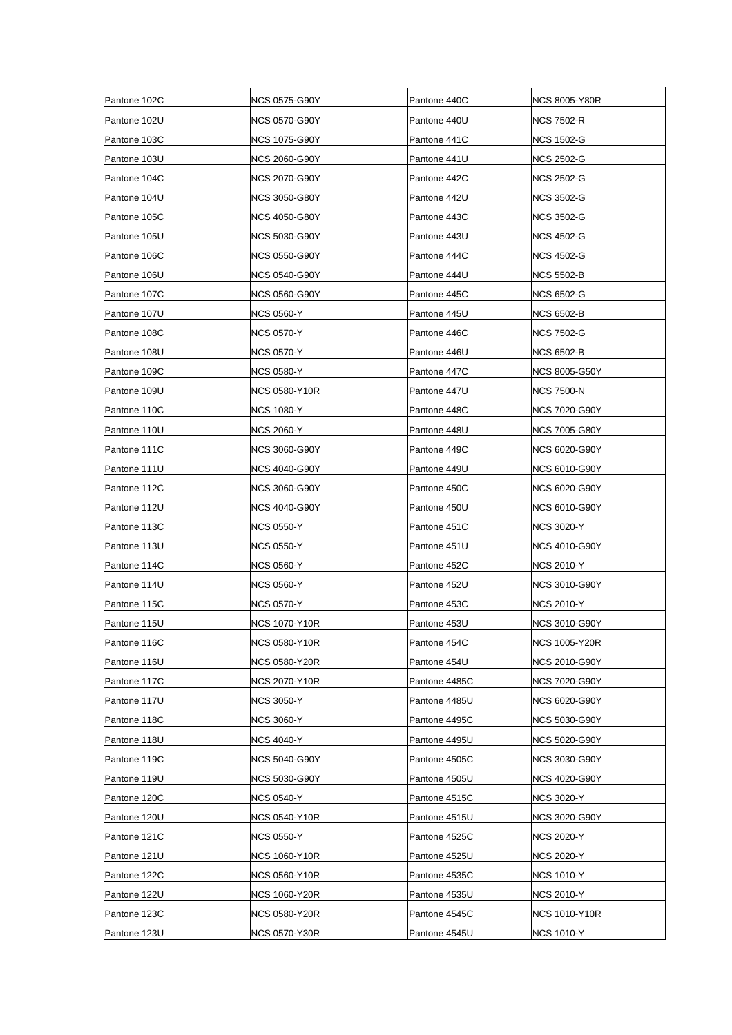| Pantone 102C | NCS 0575-G90Y | | Pantone 440C | NCS 8005-Y80R |
|---|---|---|---|---|
| Pantone 102U | NCS 0570-G90Y | | Pantone 440U | NCS 7502-R |
| Pantone 103C | NCS 1075-G90Y | | Pantone 441C | NCS 1502-G |
| Pantone 103U | NCS 2060-G90Y | | Pantone 441U | NCS 2502-G |
| Pantone 104C | NCS 2070-G90Y | | Pantone 442C | NCS 2502-G |
| Pantone 104U | NCS 3050-G80Y | | Pantone 442U | NCS 3502-G |
| Pantone 105C | NCS 4050-G80Y | | Pantone 443C | NCS 3502-G |
| Pantone 105U | NCS 5030-G90Y | | Pantone 443U | NCS 4502-G |
| Pantone 106C | NCS 0550-G90Y | | Pantone 444C | NCS 4502-G |
| Pantone 106U | NCS 0540-G90Y | | Pantone 444U | NCS 5502-B |
| Pantone 107C | NCS 0560-G90Y | | Pantone 445C | NCS 6502-G |
| Pantone 107U | NCS 0560-Y | | Pantone 445U | NCS 6502-B |
| Pantone 108C | NCS 0570-Y | | Pantone 446C | NCS 7502-G |
| Pantone 108U | NCS 0570-Y | | Pantone 446U | NCS 6502-B |
| Pantone 109C | NCS 0580-Y | | Pantone 447C | NCS 8005-G50Y |
| Pantone 109U | NCS 0580-Y10R | | Pantone 447U | NCS 7500-N |
| Pantone 110C | NCS 1080-Y | | Pantone 448C | NCS 7020-G90Y |
| Pantone 110U | NCS 2060-Y | | Pantone 448U | NCS 7005-G80Y |
| Pantone 111C | NCS 3060-G90Y | | Pantone 449C | NCS 6020-G90Y |
| Pantone 111U | NCS 4040-G90Y | | Pantone 449U | NCS 6010-G90Y |
| Pantone 112C | NCS 3060-G90Y | | Pantone 450C | NCS 6020-G90Y |
| Pantone 112U | NCS 4040-G90Y | | Pantone 450U | NCS 6010-G90Y |
| Pantone 113C | NCS 0550-Y | | Pantone 451C | NCS 3020-Y |
| Pantone 113U | NCS 0550-Y | | Pantone 451U | NCS 4010-G90Y |
| Pantone 114C | NCS 0560-Y | | Pantone 452C | NCS 2010-Y |
| Pantone 114U | NCS 0560-Y | | Pantone 452U | NCS 3010-G90Y |
| Pantone 115C | NCS 0570-Y | | Pantone 453C | NCS 2010-Y |
| Pantone 115U | NCS 1070-Y10R | | Pantone 453U | NCS 3010-G90Y |
| Pantone 116C | NCS 0580-Y10R | | Pantone 454C | NCS 1005-Y20R |
| Pantone 116U | NCS 0580-Y20R | | Pantone 454U | NCS 2010-G90Y |
| Pantone 117C | NCS 2070-Y10R | | Pantone 4485C | NCS 7020-G90Y |
| Pantone 117U | NCS 3050-Y | | Pantone 4485U | NCS 6020-G90Y |
| Pantone 118C | NCS 3060-Y | | Pantone 4495C | NCS 5030-G90Y |
| Pantone 118U | NCS 4040-Y | | Pantone 4495U | NCS 5020-G90Y |
| Pantone 119C | NCS 5040-G90Y | | Pantone 4505C | NCS 3030-G90Y |
| Pantone 119U | NCS 5030-G90Y | | Pantone 4505U | NCS 4020-G90Y |
| Pantone 120C | NCS 0540-Y | | Pantone 4515C | NCS 3020-Y |
| Pantone 120U | NCS 0540-Y10R | | Pantone 4515U | NCS 3020-G90Y |
| Pantone 121C | NCS 0550-Y | | Pantone 4525C | NCS 2020-Y |
| Pantone 121U | NCS 1060-Y10R | | Pantone 4525U | NCS 2020-Y |
| Pantone 122C | NCS 0560-Y10R | | Pantone 4535C | NCS 1010-Y |
| Pantone 122U | NCS 1060-Y20R | | Pantone 4535U | NCS 2010-Y |
| Pantone 123C | NCS 0580-Y20R | | Pantone 4545C | NCS 1010-Y10R |
| Pantone 123U | NCS 0570-Y30R | | Pantone 4545U | NCS 1010-Y |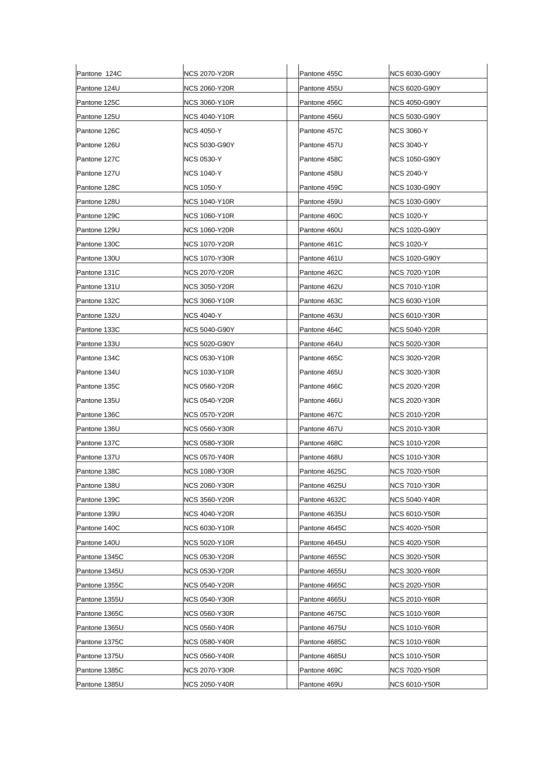| Pantone 124C | NCS 2070-Y20R | | Pantone 455C | NCS 6030-G90Y |
|---|---|---|---|---|
| Pantone 124U | NCS 2060-Y20R | | Pantone 455U | NCS 6020-G90Y |
| Pantone 125C | NCS 3060-Y10R | | Pantone 456C | NCS 4050-G90Y |
| Pantone 125U | NCS 4040-Y10R | | Pantone 456U | NCS 5030-G90Y |
| Pantone 126C | NCS 4050-Y | | Pantone 457C | NCS 3060-Y |
| Pantone 126U | NCS 5030-G90Y | | Pantone 457U | NCS 3040-Y |
| Pantone 127C | NCS 0530-Y | | Pantone 458C | NCS 1050-G90Y |
| Pantone 127U | NCS 1040-Y | | Pantone 458U | NCS 2040-Y |
| Pantone 128C | NCS 1050-Y | | Pantone 459C | NCS 1030-G90Y |
| Pantone 128U | NCS 1040-Y10R | | Pantone 459U | NCS 1030-G90Y |
| Pantone 129C | NCS 1060-Y10R | | Pantone 460C | NCS 1020-Y |
| Pantone 129U | NCS 1060-Y20R | | Pantone 460U | NCS 1020-G90Y |
| Pantone 130C | NCS 1070-Y20R | | Pantone 461C | NCS 1020-Y |
| Pantone 130U | NCS 1070-Y30R | | Pantone 461U | NCS 1020-G90Y |
| Pantone 131C | NCS 2070-Y20R | | Pantone 462C | NCS 7020-Y10R |
| Pantone 131U | NCS 3050-Y20R | | Pantone 462U | NCS 7010-Y10R |
| Pantone 132C | NCS 3060-Y10R | | Pantone 463C | NCS 6030-Y10R |
| Pantone 132U | NCS 4040-Y | | Pantone 463U | NCS 6010-Y30R |
| Pantone 133C | NCS 5040-G90Y | | Pantone 464C | NCS 5040-Y20R |
| Pantone 133U | NCS 5020-G90Y | | Pantone 464U | NCS 5020-Y30R |
| Pantone 134C | NCS 0530-Y10R | | Pantone 465C | NCS 3020-Y20R |
| Pantone 134U | NCS 1030-Y10R | | Pantone 465U | NCS 3020-Y30R |
| Pantone 135C | NCS 0560-Y20R | | Pantone 466C | NCS 2020-Y20R |
| Pantone 135U | NCS 0540-Y20R | | Pantone 466U | NCS 2020-Y30R |
| Pantone 136C | NCS 0570-Y20R | | Pantone 467C | NCS 2010-Y20R |
| Pantone 136U | NCS 0560-Y30R | | Pantone 467U | NCS 2010-Y30R |
| Pantone 137C | NCS 0580-Y30R | | Pantone 468C | NCS 1010-Y20R |
| Pantone 137U | NCS 0570-Y40R | | Pantone 468U | NCS 1010-Y30R |
| Pantone 138C | NCS 1080-Y30R | | Pantone 4625C | NCS 7020-Y50R |
| Pantone 138U | NCS 2060-Y30R | | Pantone 4625U | NCS 7010-Y30R |
| Pantone 139C | NCS 3560-Y20R | | Pantone 4632C | NCS 5040-Y40R |
| Pantone 139U | NCS 4040-Y20R | | Pantone 4635U | NCS 6010-Y50R |
| Pantone 140C | NCS 6030-Y10R | | Pantone 4645C | NCS 4020-Y50R |
| Pantone 140U | NCS 5020-Y10R | | Pantone 4645U | NCS 4020-Y50R |
| Pantone 1345C | NCS 0530-Y20R | | Pantone 4655C | NCS 3020-Y50R |
| Pantone 1345U | NCS 0530-Y20R | | Pantone 4655U | NCS 3020-Y60R |
| Pantone 1355C | NCS 0540-Y20R | | Pantone 4665C | NCS 2020-Y50R |
| Pantone 1355U | NCS 0540-Y30R | | Pantone 4665U | NCS 2010-Y60R |
| Pantone 1365C | NCS 0560-Y30R | | Pantone 4675C | NCS 1010-Y60R |
| Pantone 1365U | NCS 0560-Y40R | | Pantone 4675U | NCS 1010-Y60R |
| Pantone 1375C | NCS 0580-Y40R | | Pantone 4685C | NCS 1010-Y60R |
| Pantone 1375U | NCS 0560-Y40R | | Pantone 4685U | NCS 1010-Y50R |
| Pantone 1385C | NCS 2070-Y30R | | Pantone 469C | NCS 7020-Y50R |
| Pantone 1385U | NCS 2050-Y40R | | Pantone 469U | NCS 6010-Y50R |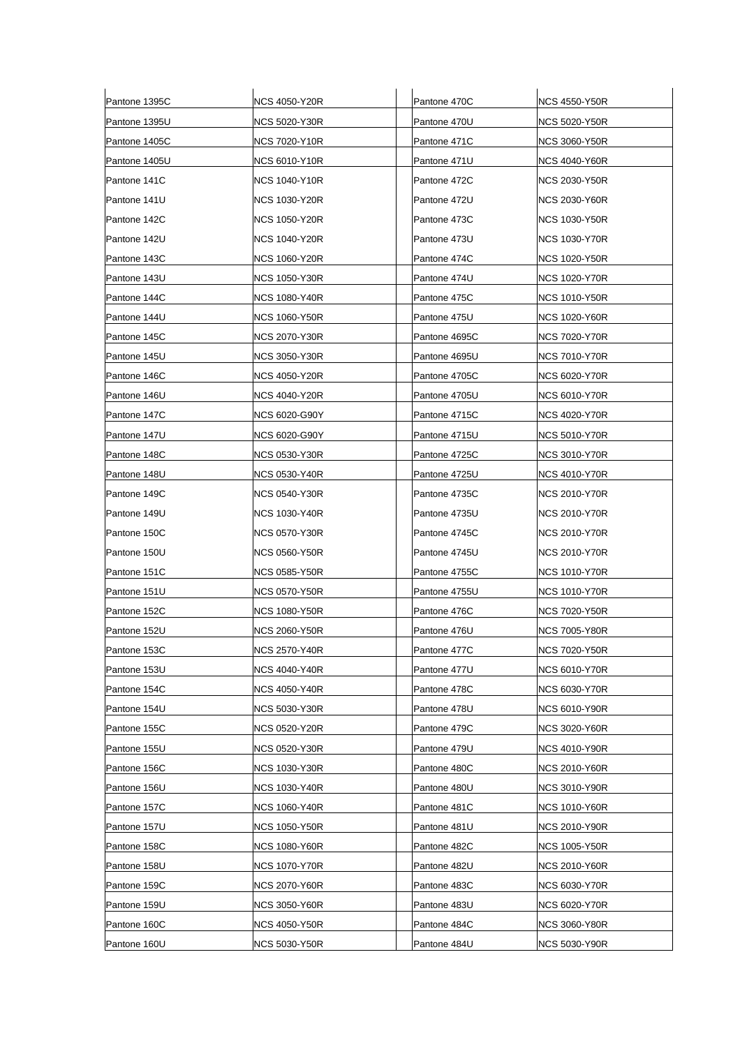| Pantone 1395C | NCS 4050-Y20R | | Pantone 470C | NCS 4550-Y50R |
|---|---|---|---|---|
| Pantone 1395U | NCS 5020-Y30R | | Pantone 470U | NCS 5020-Y50R |
| Pantone 1405C | NCS 7020-Y10R | | Pantone 471C | NCS 3060-Y50R |
| Pantone 1405U | NCS 6010-Y10R | | Pantone 471U | NCS 4040-Y60R |
| Pantone 141C | NCS 1040-Y10R | | Pantone 472C | NCS 2030-Y50R |
| Pantone 141U | NCS 1030-Y20R | | Pantone 472U | NCS 2030-Y60R |
| Pantone 142C | NCS 1050-Y20R | | Pantone 473C | NCS 1030-Y50R |
| Pantone 142U | NCS 1040-Y20R | | Pantone 473U | NCS 1030-Y70R |
| Pantone 143C | NCS 1060-Y20R | | Pantone 474C | NCS 1020-Y50R |
| Pantone 143U | NCS 1050-Y30R | | Pantone 474U | NCS 1020-Y70R |
| Pantone 144C | NCS 1080-Y40R | | Pantone 475C | NCS 1010-Y50R |
| Pantone 144U | NCS 1060-Y50R | | Pantone 475U | NCS 1020-Y60R |
| Pantone 145C | NCS 2070-Y30R | | Pantone 4695C | NCS 7020-Y70R |
| Pantone 145U | NCS 3050-Y30R | | Pantone 4695U | NCS 7010-Y70R |
| Pantone 146C | NCS 4050-Y20R | | Pantone 4705C | NCS 6020-Y70R |
| Pantone 146U | NCS 4040-Y20R | | Pantone 4705U | NCS 6010-Y70R |
| Pantone 147C | NCS 6020-G90Y | | Pantone 4715C | NCS 4020-Y70R |
| Pantone 147U | NCS 6020-G90Y | | Pantone 4715U | NCS 5010-Y70R |
| Pantone 148C | NCS 0530-Y30R | | Pantone 4725C | NCS 3010-Y70R |
| Pantone 148U | NCS 0530-Y40R | | Pantone 4725U | NCS 4010-Y70R |
| Pantone 149C | NCS 0540-Y30R | | Pantone 4735C | NCS 2010-Y70R |
| Pantone 149U | NCS 1030-Y40R | | Pantone 4735U | NCS 2010-Y70R |
| Pantone 150C | NCS 0570-Y30R | | Pantone 4745C | NCS 2010-Y70R |
| Pantone 150U | NCS 0560-Y50R | | Pantone 4745U | NCS 2010-Y70R |
| Pantone 151C | NCS 0585-Y50R | | Pantone 4755C | NCS 1010-Y70R |
| Pantone 151U | NCS 0570-Y50R | | Pantone 4755U | NCS 1010-Y70R |
| Pantone 152C | NCS 1080-Y50R | | Pantone 476C | NCS 7020-Y50R |
| Pantone 152U | NCS 2060-Y50R | | Pantone 476U | NCS 7005-Y80R |
| Pantone 153C | NCS 2570-Y40R | | Pantone 477C | NCS 7020-Y50R |
| Pantone 153U | NCS 4040-Y40R | | Pantone 477U | NCS 6010-Y70R |
| Pantone 154C | NCS 4050-Y40R | | Pantone 478C | NCS 6030-Y70R |
| Pantone 154U | NCS 5030-Y30R | | Pantone 478U | NCS 6010-Y90R |
| Pantone 155C | NCS 0520-Y20R | | Pantone 479C | NCS 3020-Y60R |
| Pantone 155U | NCS 0520-Y30R | | Pantone 479U | NCS 4010-Y90R |
| Pantone 156C | NCS 1030-Y30R | | Pantone 480C | NCS 2010-Y60R |
| Pantone 156U | NCS 1030-Y40R | | Pantone 480U | NCS 3010-Y90R |
| Pantone 157C | NCS 1060-Y40R | | Pantone 481C | NCS 1010-Y60R |
| Pantone 157U | NCS 1050-Y50R | | Pantone 481U | NCS 2010-Y90R |
| Pantone 158C | NCS 1080-Y60R | | Pantone 482C | NCS 1005-Y50R |
| Pantone 158U | NCS 1070-Y70R | | Pantone 482U | NCS 2010-Y60R |
| Pantone 159C | NCS 2070-Y60R | | Pantone 483C | NCS 6030-Y70R |
| Pantone 159U | NCS 3050-Y60R | | Pantone 483U | NCS 6020-Y70R |
| Pantone 160C | NCS 4050-Y50R | | Pantone 484C | NCS 3060-Y80R |
| Pantone 160U | NCS 5030-Y50R | | Pantone 484U | NCS 5030-Y90R |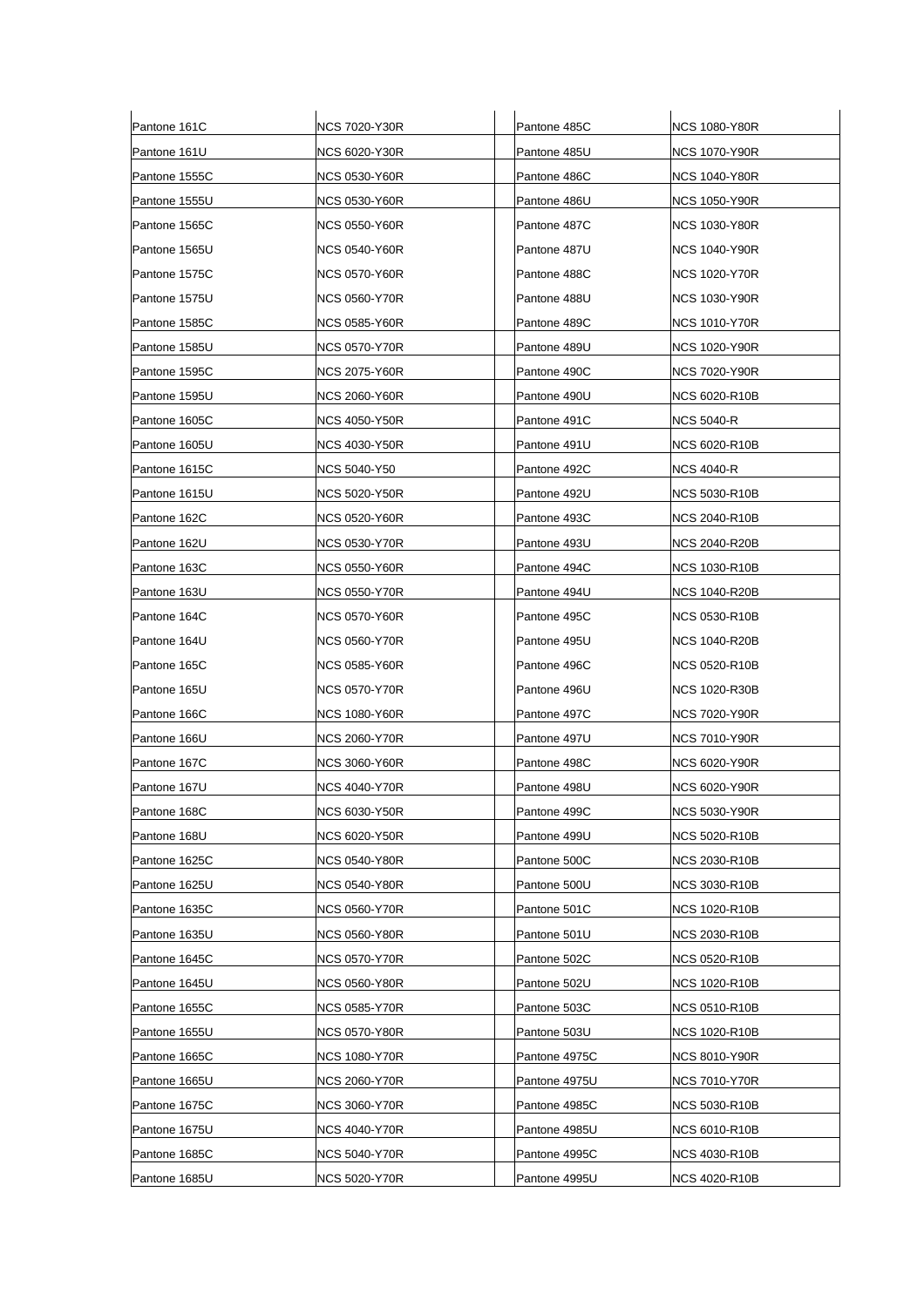| Pantone 161C | NCS 7020-Y30R | | Pantone 485C | NCS 1080-Y80R |
|---|---|---|---|---|
| Pantone 161U | NCS 6020-Y30R | | Pantone 485U | NCS 1070-Y90R |
| Pantone 1555C | NCS 0530-Y60R | | Pantone 486C | NCS 1040-Y80R |
| Pantone 1555U | NCS 0530-Y60R | | Pantone 486U | NCS 1050-Y90R |
| Pantone 1565C | NCS 0550-Y60R | | Pantone 487C | NCS 1030-Y80R |
| Pantone 1565U | NCS 0540-Y60R | | Pantone 487U | NCS 1040-Y90R |
| Pantone 1575C | NCS 0570-Y60R | | Pantone 488C | NCS 1020-Y70R |
| Pantone 1575U | NCS 0560-Y70R | | Pantone 488U | NCS 1030-Y90R |
| Pantone 1585C | NCS 0585-Y60R | | Pantone 489C | NCS 1010-Y70R |
| Pantone 1585U | NCS 0570-Y70R | | Pantone 489U | NCS 1020-Y90R |
| Pantone 1595C | NCS 2075-Y60R | | Pantone 490C | NCS 7020-Y90R |
| Pantone 1595U | NCS 2060-Y60R | | Pantone 490U | NCS 6020-R10B |
| Pantone 1605C | NCS 4050-Y50R | | Pantone 491C | NCS 5040-R |
| Pantone 1605U | NCS 4030-Y50R | | Pantone 491U | NCS 6020-R10B |
| Pantone 1615C | NCS 5040-Y50 | | Pantone 492C | NCS 4040-R |
| Pantone 1615U | NCS 5020-Y50R | | Pantone 492U | NCS 5030-R10B |
| Pantone 162C | NCS 0520-Y60R | | Pantone 493C | NCS 2040-R10B |
| Pantone 162U | NCS 0530-Y70R | | Pantone 493U | NCS 2040-R20B |
| Pantone 163C | NCS 0550-Y60R | | Pantone 494C | NCS 1030-R10B |
| Pantone 163U | NCS 0550-Y70R | | Pantone 494U | NCS 1040-R20B |
| Pantone 164C | NCS 0570-Y60R | | Pantone 495C | NCS 0530-R10B |
| Pantone 164U | NCS 0560-Y70R | | Pantone 495U | NCS 1040-R20B |
| Pantone 165C | NCS 0585-Y60R | | Pantone 496C | NCS 0520-R10B |
| Pantone 165U | NCS 0570-Y70R | | Pantone 496U | NCS 1020-R30B |
| Pantone 166C | NCS 1080-Y60R | | Pantone 497C | NCS 7020-Y90R |
| Pantone 166U | NCS 2060-Y70R | | Pantone 497U | NCS 7010-Y90R |
| Pantone 167C | NCS 3060-Y60R | | Pantone 498C | NCS 6020-Y90R |
| Pantone 167U | NCS 4040-Y70R | | Pantone 498U | NCS 6020-Y90R |
| Pantone 168C | NCS 6030-Y50R | | Pantone 499C | NCS 5030-Y90R |
| Pantone 168U | NCS 6020-Y50R | | Pantone 499U | NCS 5020-R10B |
| Pantone 1625C | NCS 0540-Y80R | | Pantone 500C | NCS 2030-R10B |
| Pantone 1625U | NCS 0540-Y80R | | Pantone 500U | NCS 3030-R10B |
| Pantone 1635C | NCS 0560-Y70R | | Pantone 501C | NCS 1020-R10B |
| Pantone 1635U | NCS 0560-Y80R | | Pantone 501U | NCS 2030-R10B |
| Pantone 1645C | NCS 0570-Y70R | | Pantone 502C | NCS 0520-R10B |
| Pantone 1645U | NCS 0560-Y80R | | Pantone 502U | NCS 1020-R10B |
| Pantone 1655C | NCS 0585-Y70R | | Pantone 503C | NCS 0510-R10B |
| Pantone 1655U | NCS 0570-Y80R | | Pantone 503U | NCS 1020-R10B |
| Pantone 1665C | NCS 1080-Y70R | | Pantone 4975C | NCS 8010-Y90R |
| Pantone 1665U | NCS 2060-Y70R | | Pantone 4975U | NCS 7010-Y70R |
| Pantone 1675C | NCS 3060-Y70R | | Pantone 4985C | NCS 5030-R10B |
| Pantone 1675U | NCS 4040-Y70R | | Pantone 4985U | NCS 6010-R10B |
| Pantone 1685C | NCS 5040-Y70R | | Pantone 4995C | NCS 4030-R10B |
| Pantone 1685U | NCS 5020-Y70R | | Pantone 4995U | NCS 4020-R10B |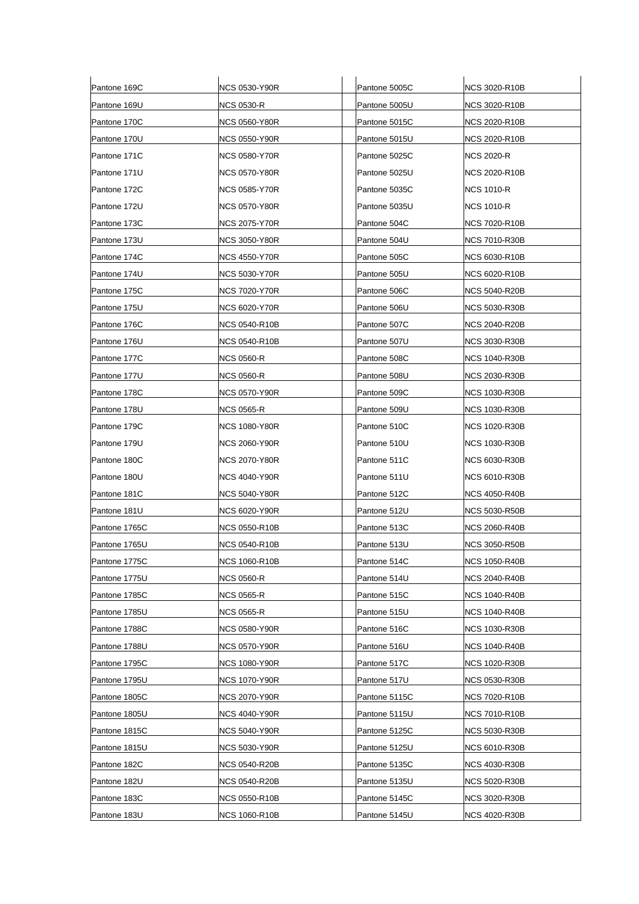| Pantone 169C | NCS 0530-Y90R | | Pantone 5005C | NCS 3020-R10B |
|---|---|---|---|---|
| Pantone 169U | NCS 0530-R | | Pantone 5005U | NCS 3020-R10B |
| Pantone 170C | NCS 0560-Y80R | | Pantone 5015C | NCS 2020-R10B |
| Pantone 170U | NCS 0550-Y90R | | Pantone 5015U | NCS 2020-R10B |
| Pantone 171C | NCS 0580-Y70R | | Pantone 5025C | NCS 2020-R |
| Pantone 171U | NCS 0570-Y80R | | Pantone 5025U | NCS 2020-R10B |
| Pantone 172C | NCS 0585-Y70R | | Pantone 5035C | NCS 1010-R |
| Pantone 172U | NCS 0570-Y80R | | Pantone 5035U | NCS 1010-R |
| Pantone 173C | NCS 2075-Y70R | | Pantone 504C | NCS 7020-R10B |
| Pantone 173U | NCS 3050-Y80R | | Pantone 504U | NCS 7010-R30B |
| Pantone 174C | NCS 4550-Y70R | | Pantone 505C | NCS 6030-R10B |
| Pantone 174U | NCS 5030-Y70R | | Pantone 505U | NCS 6020-R10B |
| Pantone 175C | NCS 7020-Y70R | | Pantone 506C | NCS 5040-R20B |
| Pantone 175U | NCS 6020-Y70R | | Pantone 506U | NCS 5030-R30B |
| Pantone 176C | NCS 0540-R10B | | Pantone 507C | NCS 2040-R20B |
| Pantone 176U | NCS 0540-R10B | | Pantone 507U | NCS 3030-R30B |
| Pantone 177C | NCS 0560-R | | Pantone 508C | NCS 1040-R30B |
| Pantone 177U | NCS 0560-R | | Pantone 508U | NCS 2030-R30B |
| Pantone 178C | NCS 0570-Y90R | | Pantone 509C | NCS 1030-R30B |
| Pantone 178U | NCS 0565-R | | Pantone 509U | NCS 1030-R30B |
| Pantone 179C | NCS 1080-Y80R | | Pantone 510C | NCS 1020-R30B |
| Pantone 179U | NCS 2060-Y90R | | Pantone 510U | NCS 1030-R30B |
| Pantone 180C | NCS 2070-Y80R | | Pantone 511C | NCS 6030-R30B |
| Pantone 180U | NCS 4040-Y90R | | Pantone 511U | NCS 6010-R30B |
| Pantone 181C | NCS 5040-Y80R | | Pantone 512C | NCS 4050-R40B |
| Pantone 181U | NCS 6020-Y90R | | Pantone 512U | NCS 5030-R50B |
| Pantone 1765C | NCS 0550-R10B | | Pantone 513C | NCS 2060-R40B |
| Pantone 1765U | NCS 0540-R10B | | Pantone 513U | NCS 3050-R50B |
| Pantone 1775C | NCS 1060-R10B | | Pantone 514C | NCS 1050-R40B |
| Pantone 1775U | NCS 0560-R | | Pantone 514U | NCS 2040-R40B |
| Pantone 1785C | NCS 0565-R | | Pantone 515C | NCS 1040-R40B |
| Pantone 1785U | NCS 0565-R | | Pantone 515U | NCS 1040-R40B |
| Pantone 1788C | NCS 0580-Y90R | | Pantone 516C | NCS 1030-R30B |
| Pantone 1788U | NCS 0570-Y90R | | Pantone 516U | NCS 1040-R40B |
| Pantone 1795C | NCS 1080-Y90R | | Pantone 517C | NCS 1020-R30B |
| Pantone 1795U | NCS 1070-Y90R | | Pantone 517U | NCS 0530-R30B |
| Pantone 1805C | NCS 2070-Y90R | | Pantone 5115C | NCS 7020-R10B |
| Pantone 1805U | NCS 4040-Y90R | | Pantone 5115U | NCS 7010-R10B |
| Pantone 1815C | NCS 5040-Y90R | | Pantone 5125C | NCS 5030-R30B |
| Pantone 1815U | NCS 5030-Y90R | | Pantone 5125U | NCS 6010-R30B |
| Pantone 182C | NCS 0540-R20B | | Pantone 5135C | NCS 4030-R30B |
| Pantone 182U | NCS 0540-R20B | | Pantone 5135U | NCS 5020-R30B |
| Pantone 183C | NCS 0550-R10B | | Pantone 5145C | NCS 3020-R30B |
| Pantone 183U | NCS 1060-R10B | | Pantone 5145U | NCS 4020-R30B |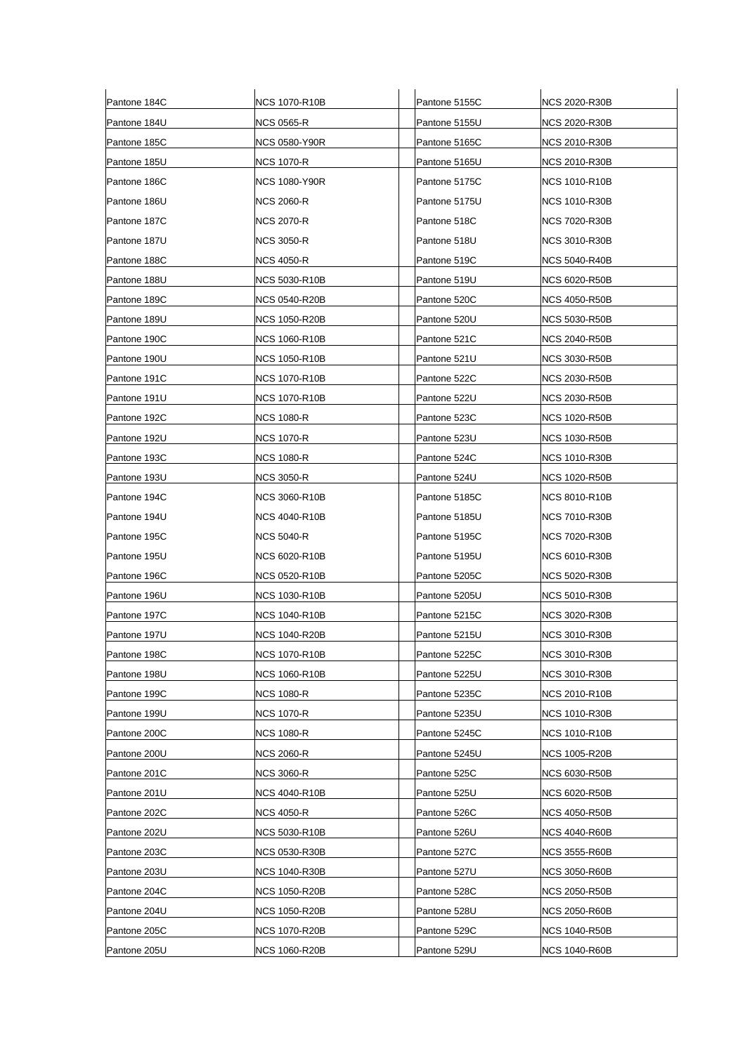| Pantone 184C | NCS 1070-R10B | | Pantone 5155C | NCS 2020-R30B |
|---|---|---|---|---|
| Pantone 184U | NCS 0565-R | | Pantone 5155U | NCS 2020-R30B |
| Pantone 185C | NCS 0580-Y90R | | Pantone 5165C | NCS 2010-R30B |
| Pantone 185U | NCS 1070-R | | Pantone 5165U | NCS 2010-R30B |
| Pantone 186C | NCS 1080-Y90R | | Pantone 5175C | NCS 1010-R10B |
| Pantone 186U | NCS 2060-R | | Pantone 5175U | NCS 1010-R30B |
| Pantone 187C | NCS 2070-R | | Pantone 518C | NCS 7020-R30B |
| Pantone 187U | NCS 3050-R | | Pantone 518U | NCS 3010-R30B |
| Pantone 188C | NCS 4050-R | | Pantone 519C | NCS 5040-R40B |
| Pantone 188U | NCS 5030-R10B | | Pantone 519U | NCS 6020-R50B |
| Pantone 189C | NCS 0540-R20B | | Pantone 520C | NCS 4050-R50B |
| Pantone 189U | NCS 1050-R20B | | Pantone 520U | NCS 5030-R50B |
| Pantone 190C | NCS 1060-R10B | | Pantone 521C | NCS 2040-R50B |
| Pantone 190U | NCS 1050-R10B | | Pantone 521U | NCS 3030-R50B |
| Pantone 191C | NCS 1070-R10B | | Pantone 522C | NCS 2030-R50B |
| Pantone 191U | NCS 1070-R10B | | Pantone 522U | NCS 2030-R50B |
| Pantone 192C | NCS 1080-R | | Pantone 523C | NCS 1020-R50B |
| Pantone 192U | NCS 1070-R | | Pantone 523U | NCS 1030-R50B |
| Pantone 193C | NCS 1080-R | | Pantone 524C | NCS 1010-R30B |
| Pantone 193U | NCS 3050-R | | Pantone 524U | NCS 1020-R50B |
| Pantone 194C | NCS 3060-R10B | | Pantone 5185C | NCS 8010-R10B |
| Pantone 194U | NCS 4040-R10B | | Pantone 5185U | NCS 7010-R30B |
| Pantone 195C | NCS 5040-R | | Pantone 5195C | NCS 7020-R30B |
| Pantone 195U | NCS 6020-R10B | | Pantone 5195U | NCS 6010-R30B |
| Pantone 196C | NCS 0520-R10B | | Pantone 5205C | NCS 5020-R30B |
| Pantone 196U | NCS 1030-R10B | | Pantone 5205U | NCS 5010-R30B |
| Pantone 197C | NCS 1040-R10B | | Pantone 5215C | NCS 3020-R30B |
| Pantone 197U | NCS 1040-R20B | | Pantone 5215U | NCS 3010-R30B |
| Pantone 198C | NCS 1070-R10B | | Pantone 5225C | NCS 3010-R30B |
| Pantone 198U | NCS 1060-R10B | | Pantone 5225U | NCS 3010-R30B |
| Pantone 199C | NCS 1080-R | | Pantone 5235C | NCS 2010-R10B |
| Pantone 199U | NCS 1070-R | | Pantone 5235U | NCS 1010-R30B |
| Pantone 200C | NCS 1080-R | | Pantone 5245C | NCS 1010-R10B |
| Pantone 200U | NCS 2060-R | | Pantone 5245U | NCS 1005-R20B |
| Pantone 201C | NCS 3060-R | | Pantone 525C | NCS 6030-R50B |
| Pantone 201U | NCS 4040-R10B | | Pantone 525U | NCS 6020-R50B |
| Pantone 202C | NCS 4050-R | | Pantone 526C | NCS 4050-R50B |
| Pantone 202U | NCS 5030-R10B | | Pantone 526U | NCS 4040-R60B |
| Pantone 203C | NCS 0530-R30B | | Pantone 527C | NCS 3555-R60B |
| Pantone 203U | NCS 1040-R30B | | Pantone 527U | NCS 3050-R60B |
| Pantone 204C | NCS 1050-R20B | | Pantone 528C | NCS 2050-R50B |
| Pantone 204U | NCS 1050-R20B | | Pantone 528U | NCS 2050-R60B |
| Pantone 205C | NCS 1070-R20B | | Pantone 529C | NCS 1040-R50B |
| Pantone 205U | NCS 1060-R20B | | Pantone 529U | NCS 1040-R60B |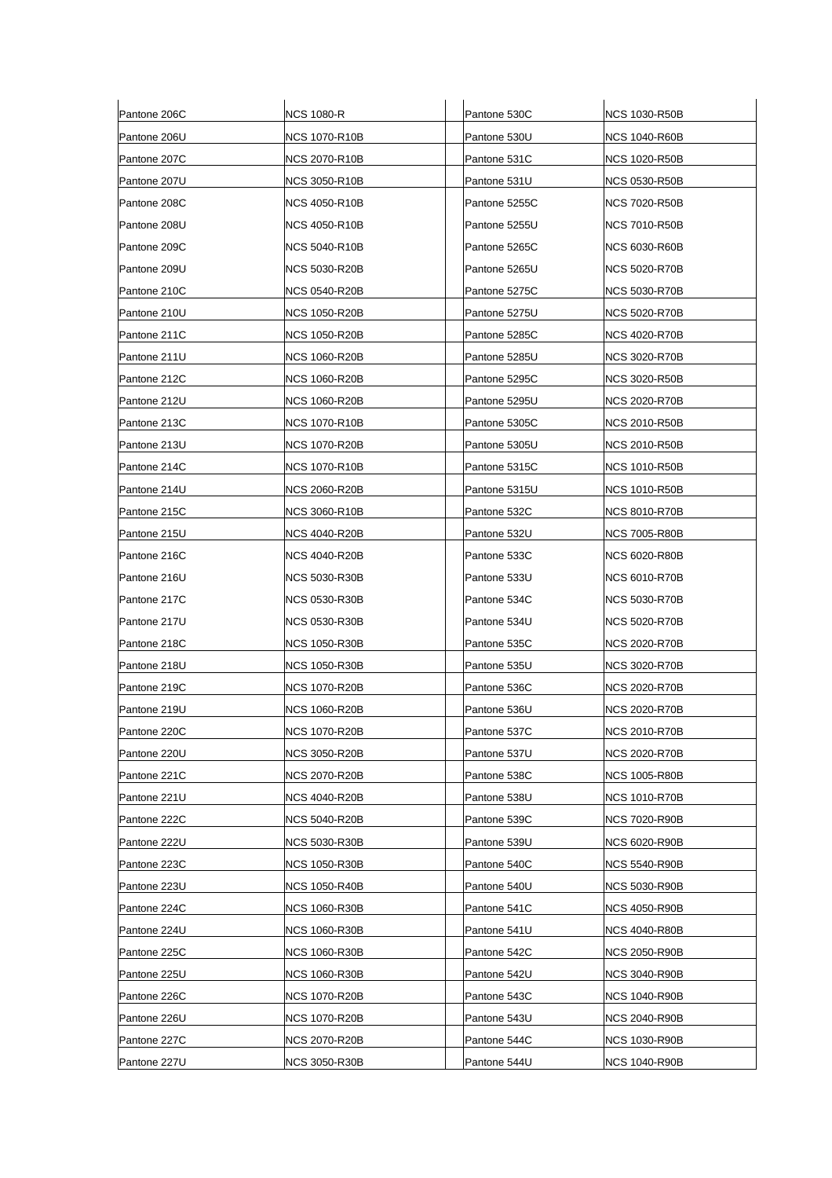| Pantone 206C | NCS 1080-R | | Pantone 530C | NCS 1030-R50B |
|---|---|---|---|---|
| Pantone 206U | NCS 1070-R10B | | Pantone 530U | NCS 1040-R60B |
| Pantone 207C | NCS 2070-R10B | | Pantone 531C | NCS 1020-R50B |
| Pantone 207U | NCS 3050-R10B | | Pantone 531U | NCS 0530-R50B |
| Pantone 208C | NCS 4050-R10B | | Pantone 5255C | NCS 7020-R50B |
| Pantone 208U | NCS 4050-R10B | | Pantone 5255U | NCS 7010-R50B |
| Pantone 209C | NCS 5040-R10B | | Pantone 5265C | NCS 6030-R60B |
| Pantone 209U | NCS 5030-R20B | | Pantone 5265U | NCS 5020-R70B |
| Pantone 210C | NCS 0540-R20B | | Pantone 5275C | NCS 5030-R70B |
| Pantone 210U | NCS 1050-R20B | | Pantone 5275U | NCS 5020-R70B |
| Pantone 211C | NCS 1050-R20B | | Pantone 5285C | NCS 4020-R70B |
| Pantone 211U | NCS 1060-R20B | | Pantone 5285U | NCS 3020-R70B |
| Pantone 212C | NCS 1060-R20B | | Pantone 5295C | NCS 3020-R50B |
| Pantone 212U | NCS 1060-R20B | | Pantone 5295U | NCS 2020-R70B |
| Pantone 213C | NCS 1070-R10B | | Pantone 5305C | NCS 2010-R50B |
| Pantone 213U | NCS 1070-R20B | | Pantone 5305U | NCS 2010-R50B |
| Pantone 214C | NCS 1070-R10B | | Pantone 5315C | NCS 1010-R50B |
| Pantone 214U | NCS 2060-R20B | | Pantone 5315U | NCS 1010-R50B |
| Pantone 215C | NCS 3060-R10B | | Pantone 532C | NCS 8010-R70B |
| Pantone 215U | NCS 4040-R20B | | Pantone 532U | NCS 7005-R80B |
| Pantone 216C | NCS 4040-R20B | | Pantone 533C | NCS 6020-R80B |
| Pantone 216U | NCS 5030-R30B | | Pantone 533U | NCS 6010-R70B |
| Pantone 217C | NCS 0530-R30B | | Pantone 534C | NCS 5030-R70B |
| Pantone 217U | NCS 0530-R30B | | Pantone 534U | NCS 5020-R70B |
| Pantone 218C | NCS 1050-R30B | | Pantone 535C | NCS 2020-R70B |
| Pantone 218U | NCS 1050-R30B | | Pantone 535U | NCS 3020-R70B |
| Pantone 219C | NCS 1070-R20B | | Pantone 536C | NCS 2020-R70B |
| Pantone 219U | NCS 1060-R20B | | Pantone 536U | NCS 2020-R70B |
| Pantone 220C | NCS 1070-R20B | | Pantone 537C | NCS 2010-R70B |
| Pantone 220U | NCS 3050-R20B | | Pantone 537U | NCS 2020-R70B |
| Pantone 221C | NCS 2070-R20B | | Pantone 538C | NCS 1005-R80B |
| Pantone 221U | NCS 4040-R20B | | Pantone 538U | NCS 1010-R70B |
| Pantone 222C | NCS 5040-R20B | | Pantone 539C | NCS 7020-R90B |
| Pantone 222U | NCS 5030-R30B | | Pantone 539U | NCS 6020-R90B |
| Pantone 223C | NCS 1050-R30B | | Pantone 540C | NCS 5540-R90B |
| Pantone 223U | NCS 1050-R40B | | Pantone 540U | NCS 5030-R90B |
| Pantone 224C | NCS 1060-R30B | | Pantone 541C | NCS 4050-R90B |
| Pantone 224U | NCS 1060-R30B | | Pantone 541U | NCS 4040-R80B |
| Pantone 225C | NCS 1060-R30B | | Pantone 542C | NCS 2050-R90B |
| Pantone 225U | NCS 1060-R30B | | Pantone 542U | NCS 3040-R90B |
| Pantone 226C | NCS 1070-R20B | | Pantone 543C | NCS 1040-R90B |
| Pantone 226U | NCS 1070-R20B | | Pantone 543U | NCS 2040-R90B |
| Pantone 227C | NCS 2070-R20B | | Pantone 544C | NCS 1030-R90B |
| Pantone 227U | NCS 3050-R30B | | Pantone 544U | NCS 1040-R90B |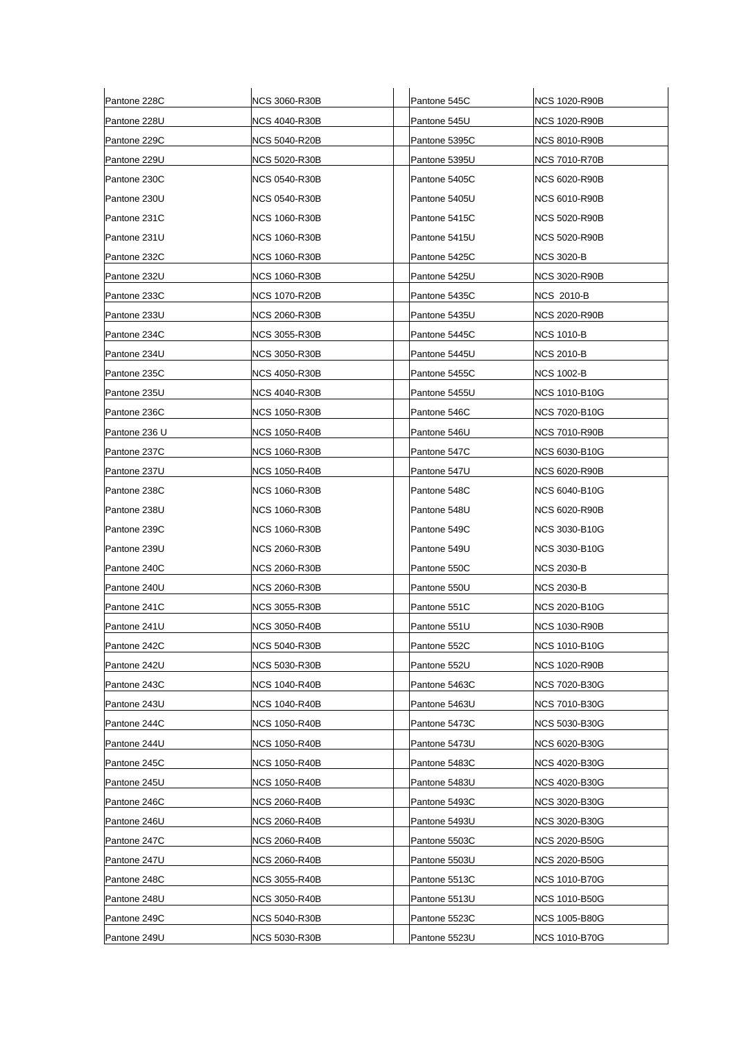| Pantone 228C | NCS 3060-R30B | | Pantone 545C | NCS 1020-R90B |
|---|---|---|---|---|
| Pantone 228U | NCS 4040-R30B | | Pantone 545U | NCS 1020-R90B |
| Pantone 229C | NCS 5040-R20B | | Pantone 5395C | NCS 8010-R90B |
| Pantone 229U | NCS 5020-R30B | | Pantone 5395U | NCS 7010-R70B |
| Pantone 230C | NCS 0540-R30B | | Pantone 5405C | NCS 6020-R90B |
| Pantone 230U | NCS 0540-R30B | | Pantone 5405U | NCS 6010-R90B |
| Pantone 231C | NCS 1060-R30B | | Pantone 5415C | NCS 5020-R90B |
| Pantone 231U | NCS 1060-R30B | | Pantone 5415U | NCS 5020-R90B |
| Pantone 232C | NCS 1060-R30B | | Pantone 5425C | NCS 3020-B |
| Pantone 232U | NCS 1060-R30B | | Pantone 5425U | NCS 3020-R90B |
| Pantone 233C | NCS 1070-R20B | | Pantone 5435C | NCS 2010-B |
| Pantone 233U | NCS 2060-R30B | | Pantone 5435U | NCS 2020-R90B |
| Pantone 234C | NCS 3055-R30B | | Pantone 5445C | NCS 1010-B |
| Pantone 234U | NCS 3050-R30B | | Pantone 5445U | NCS 2010-B |
| Pantone 235C | NCS 4050-R30B | | Pantone 5455C | NCS 1002-B |
| Pantone 235U | NCS 4040-R30B | | Pantone 5455U | NCS 1010-B10G |
| Pantone 236C | NCS 1050-R30B | | Pantone 546C | NCS 7020-B10G |
| Pantone 236 U | NCS 1050-R40B | | Pantone 546U | NCS 7010-R90B |
| Pantone 237C | NCS 1060-R30B | | Pantone 547C | NCS 6030-B10G |
| Pantone 237U | NCS 1050-R40B | | Pantone 547U | NCS 6020-R90B |
| Pantone 238C | NCS 1060-R30B | | Pantone 548C | NCS 6040-B10G |
| Pantone 238U | NCS 1060-R30B | | Pantone 548U | NCS 6020-R90B |
| Pantone 239C | NCS 1060-R30B | | Pantone 549C | NCS 3030-B10G |
| Pantone 239U | NCS 2060-R30B | | Pantone 549U | NCS 3030-B10G |
| Pantone 240C | NCS 2060-R30B | | Pantone 550C | NCS 2030-B |
| Pantone 240U | NCS 2060-R30B | | Pantone 550U | NCS 2030-B |
| Pantone 241C | NCS 3055-R30B | | Pantone 551C | NCS 2020-B10G |
| Pantone 241U | NCS 3050-R40B | | Pantone 551U | NCS 1030-R90B |
| Pantone 242C | NCS 5040-R30B | | Pantone 552C | NCS 1010-B10G |
| Pantone 242U | NCS 5030-R30B | | Pantone 552U | NCS 1020-R90B |
| Pantone 243C | NCS 1040-R40B | | Pantone 5463C | NCS 7020-B30G |
| Pantone 243U | NCS 1040-R40B | | Pantone 5463U | NCS 7010-B30G |
| Pantone 244C | NCS 1050-R40B | | Pantone 5473C | NCS 5030-B30G |
| Pantone 244U | NCS 1050-R40B | | Pantone 5473U | NCS 6020-B30G |
| Pantone 245C | NCS 1050-R40B | | Pantone 5483C | NCS 4020-B30G |
| Pantone 245U | NCS 1050-R40B | | Pantone 5483U | NCS 4020-B30G |
| Pantone 246C | NCS 2060-R40B | | Pantone 5493C | NCS 3020-B30G |
| Pantone 246U | NCS 2060-R40B | | Pantone 5493U | NCS 3020-B30G |
| Pantone 247C | NCS 2060-R40B | | Pantone 5503C | NCS 2020-B50G |
| Pantone 247U | NCS 2060-R40B | | Pantone 5503U | NCS 2020-B50G |
| Pantone 248C | NCS 3055-R40B | | Pantone 5513C | NCS 1010-B70G |
| Pantone 248U | NCS 3050-R40B | | Pantone 5513U | NCS 1010-B50G |
| Pantone 249C | NCS 5040-R30B | | Pantone 5523C | NCS 1005-B80G |
| Pantone 249U | NCS 5030-R30B | | Pantone 5523U | NCS 1010-B70G |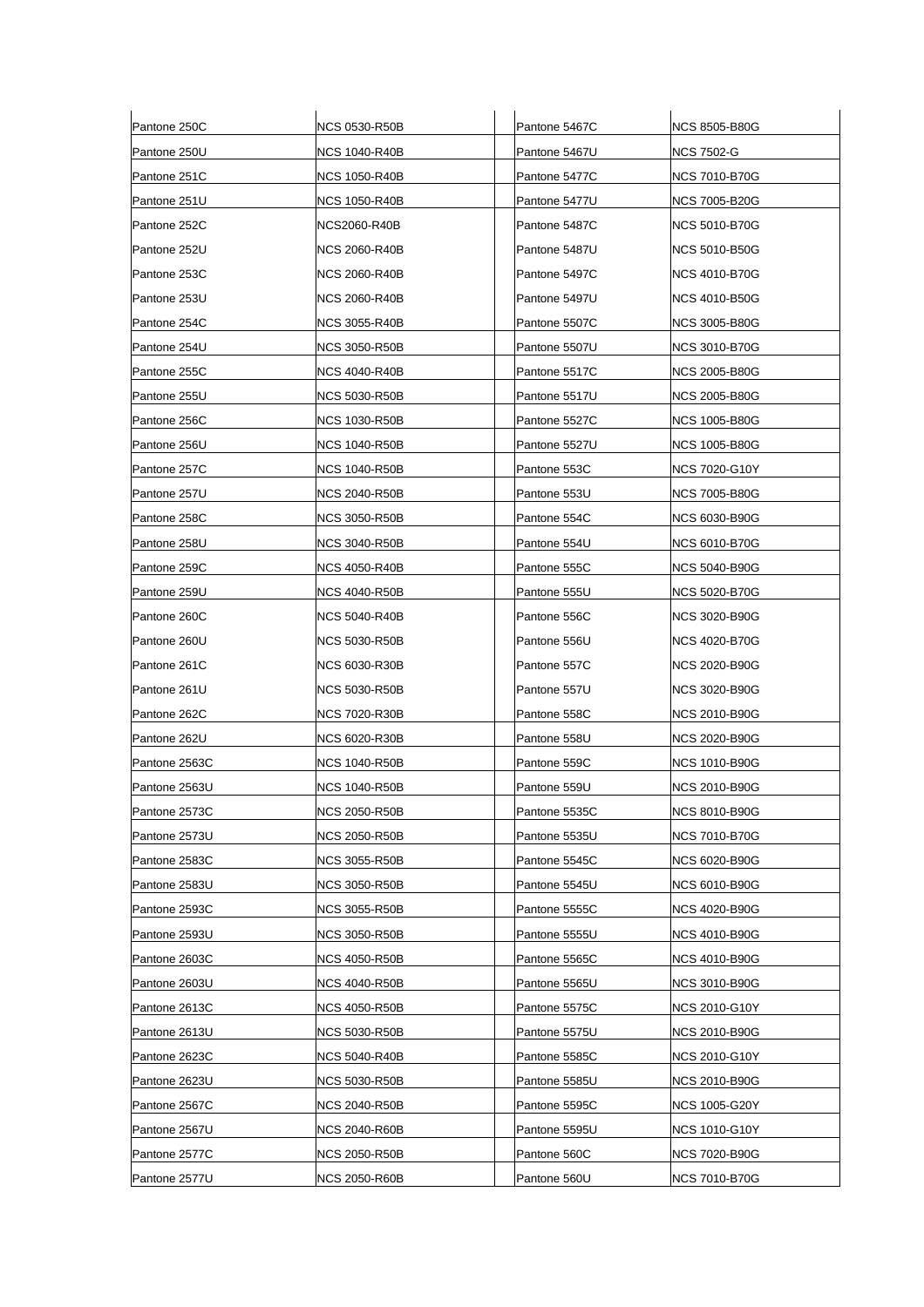| Pantone 250C | NCS 0530-R50B | Pantone 5467C | NCS 8505-B80G |
|---|---|---|---|
| Pantone 250U | NCS 1040-R40B | Pantone 5467U | NCS 7502-G |
| Pantone 251C | NCS 1050-R40B | Pantone 5477C | NCS 7010-B70G |
| Pantone 251U | NCS 1050-R40B | Pantone 5477U | NCS 7005-B20G |
| Pantone 252C | NCS2060-R40B | Pantone 5487C | NCS 5010-B70G |
| Pantone 252U | NCS 2060-R40B | Pantone 5487U | NCS 5010-B50G |
| Pantone 253C | NCS 2060-R40B | Pantone 5497C | NCS 4010-B70G |
| Pantone 253U | NCS 2060-R40B | Pantone 5497U | NCS 4010-B50G |
| Pantone 254C | NCS 3055-R40B | Pantone 5507C | NCS 3005-B80G |
| Pantone 254U | NCS 3050-R50B | Pantone 5507U | NCS 3010-B70G |
| Pantone 255C | NCS 4040-R40B | Pantone 5517C | NCS 2005-B80G |
| Pantone 255U | NCS 5030-R50B | Pantone 5517U | NCS 2005-B80G |
| Pantone 256C | NCS 1030-R50B | Pantone 5527C | NCS 1005-B80G |
| Pantone 256U | NCS 1040-R50B | Pantone 5527U | NCS 1005-B80G |
| Pantone 257C | NCS 1040-R50B | Pantone 553C | NCS 7020-G10Y |
| Pantone 257U | NCS 2040-R50B | Pantone 553U | NCS 7005-B80G |
| Pantone 258C | NCS 3050-R50B | Pantone 554C | NCS 6030-B90G |
| Pantone 258U | NCS 3040-R50B | Pantone 554U | NCS 6010-B70G |
| Pantone 259C | NCS 4050-R40B | Pantone 555C | NCS 5040-B90G |
| Pantone 259U | NCS 4040-R50B | Pantone 555U | NCS 5020-B70G |
| Pantone 260C | NCS 5040-R40B | Pantone 556C | NCS 3020-B90G |
| Pantone 260U | NCS 5030-R50B | Pantone 556U | NCS 4020-B70G |
| Pantone 261C | NCS 6030-R30B | Pantone 557C | NCS 2020-B90G |
| Pantone 261U | NCS 5030-R50B | Pantone 557U | NCS 3020-B90G |
| Pantone 262C | NCS 7020-R30B | Pantone 558C | NCS 2010-B90G |
| Pantone 262U | NCS 6020-R30B | Pantone 558U | NCS 2020-B90G |
| Pantone 2563C | NCS 1040-R50B | Pantone 559C | NCS 1010-B90G |
| Pantone 2563U | NCS 1040-R50B | Pantone 559U | NCS 2010-B90G |
| Pantone 2573C | NCS 2050-R50B | Pantone 5535C | NCS 8010-B90G |
| Pantone 2573U | NCS 2050-R50B | Pantone 5535U | NCS 7010-B70G |
| Pantone 2583C | NCS 3055-R50B | Pantone 5545C | NCS 6020-B90G |
| Pantone 2583U | NCS 3050-R50B | Pantone 5545U | NCS 6010-B90G |
| Pantone 2593C | NCS 3055-R50B | Pantone 5555C | NCS 4020-B90G |
| Pantone 2593U | NCS 3050-R50B | Pantone 5555U | NCS 4010-B90G |
| Pantone 2603C | NCS 4050-R50B | Pantone 5565C | NCS 4010-B90G |
| Pantone 2603U | NCS 4040-R50B | Pantone 5565U | NCS 3010-B90G |
| Pantone 2613C | NCS 4050-R50B | Pantone 5575C | NCS 2010-G10Y |
| Pantone 2613U | NCS 5030-R50B | Pantone 5575U | NCS 2010-B90G |
| Pantone 2623C | NCS 5040-R40B | Pantone 5585C | NCS 2010-G10Y |
| Pantone 2623U | NCS 5030-R50B | Pantone 5585U | NCS 2010-B90G |
| Pantone 2567C | NCS 2040-R50B | Pantone 5595C | NCS 1005-G20Y |
| Pantone 2567U | NCS 2040-R60B | Pantone 5595U | NCS 1010-G10Y |
| Pantone 2577C | NCS 2050-R50B | Pantone 560C | NCS 7020-B90G |
| Pantone 2577U | NCS 2050-R60B | Pantone 560U | NCS 7010-B70G |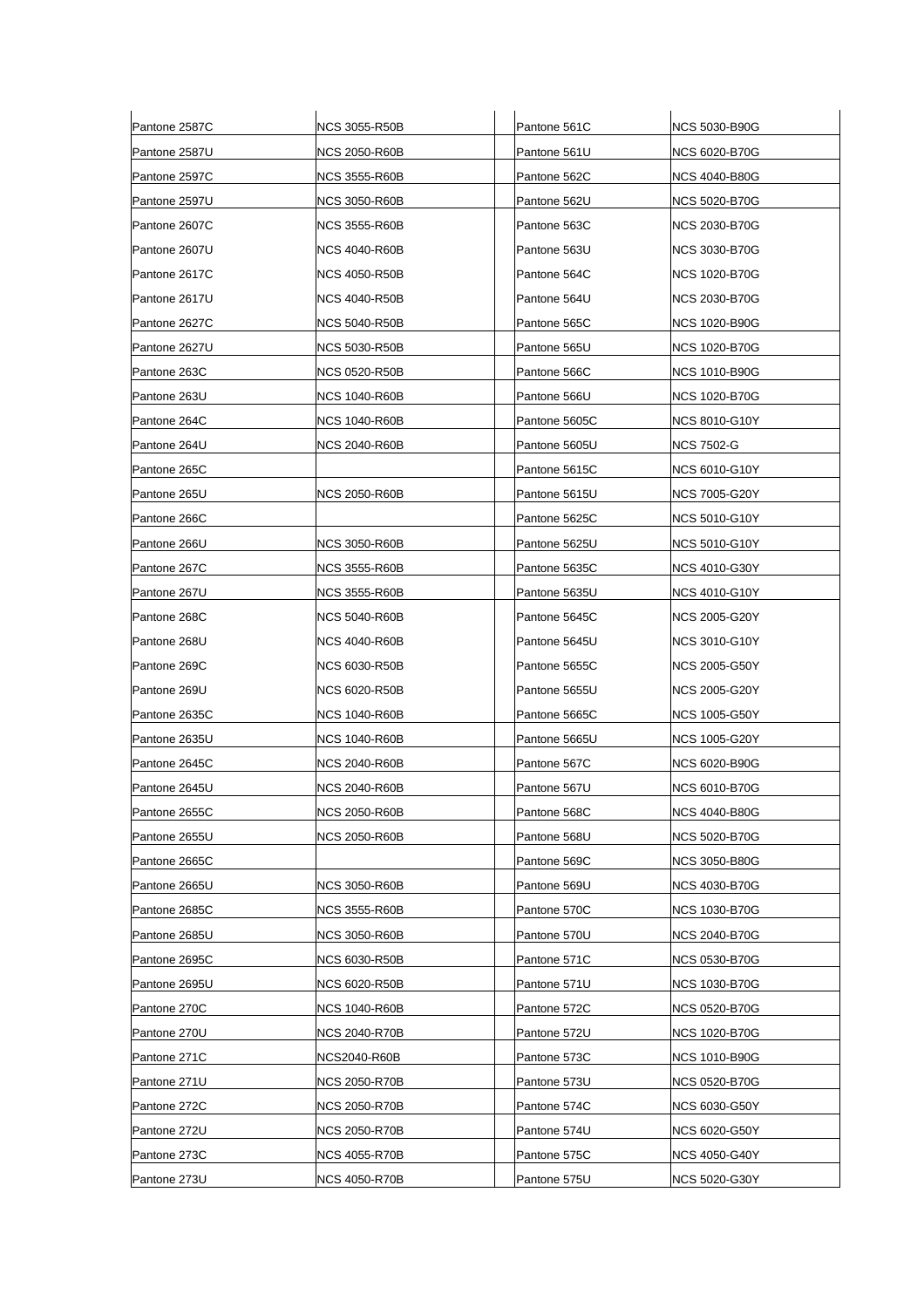| Pantone 2587C | NCS 3055-R50B | | Pantone 561C | NCS 5030-B90G |
|---|---|---|---|---|
| Pantone 2587U | NCS 2050-R60B | | Pantone 561U | NCS 6020-B70G |
| Pantone 2597C | NCS 3555-R60B | | Pantone 562C | NCS 4040-B80G |
| Pantone 2597U | NCS 3050-R60B | | Pantone 562U | NCS 5020-B70G |
| Pantone 2607C | NCS 3555-R60B | | Pantone 563C | NCS 2030-B70G |
| Pantone 2607U | NCS 4040-R60B | | Pantone 563U | NCS 3030-B70G |
| Pantone 2617C | NCS 4050-R50B | | Pantone 564C | NCS 1020-B70G |
| Pantone 2617U | NCS 4040-R50B | | Pantone 564U | NCS 2030-B70G |
| Pantone 2627C | NCS 5040-R50B | | Pantone 565C | NCS 1020-B90G |
| Pantone 2627U | NCS 5030-R50B | | Pantone 565U | NCS 1020-B70G |
| Pantone 263C | NCS 0520-R50B | | Pantone 566C | NCS 1010-B90G |
| Pantone 263U | NCS 1040-R60B | | Pantone 566U | NCS 1020-B70G |
| Pantone 264C | NCS 1040-R60B | | Pantone 5605C | NCS 8010-G10Y |
| Pantone 264U | NCS 2040-R60B | | Pantone 5605U | NCS 7502-G |
| Pantone 265C | | | Pantone 5615C | NCS 6010-G10Y |
| Pantone 265U | NCS 2050-R60B | | Pantone 5615U | NCS 7005-G20Y |
| Pantone 266C | | | Pantone 5625C | NCS 5010-G10Y |
| Pantone 266U | NCS 3050-R60B | | Pantone 5625U | NCS 5010-G10Y |
| Pantone 267C | NCS 3555-R60B | | Pantone 5635C | NCS 4010-G30Y |
| Pantone 267U | NCS 3555-R60B | | Pantone 5635U | NCS 4010-G10Y |
| Pantone 268C | NCS 5040-R60B | | Pantone 5645C | NCS 2005-G20Y |
| Pantone 268U | NCS 4040-R60B | | Pantone 5645U | NCS 3010-G10Y |
| Pantone 269C | NCS 6030-R50B | | Pantone 5655C | NCS 2005-G50Y |
| Pantone 269U | NCS 6020-R50B | | Pantone 5655U | NCS 2005-G20Y |
| Pantone 2635C | NCS 1040-R60B | | Pantone 5665C | NCS 1005-G50Y |
| Pantone 2635U | NCS 1040-R60B | | Pantone 5665U | NCS 1005-G20Y |
| Pantone 2645C | NCS 2040-R60B | | Pantone 567C | NCS 6020-B90G |
| Pantone 2645U | NCS 2040-R60B | | Pantone 567U | NCS 6010-B70G |
| Pantone 2655C | NCS 2050-R60B | | Pantone 568C | NCS 4040-B80G |
| Pantone 2655U | NCS 2050-R60B | | Pantone 568U | NCS 5020-B70G |
| Pantone 2665C | | | Pantone 569C | NCS 3050-B80G |
| Pantone 2665U | NCS 3050-R60B | | Pantone 569U | NCS 4030-B70G |
| Pantone 2685C | NCS 3555-R60B | | Pantone 570C | NCS 1030-B70G |
| Pantone 2685U | NCS 3050-R60B | | Pantone 570U | NCS 2040-B70G |
| Pantone 2695C | NCS 6030-R50B | | Pantone 571C | NCS 0530-B70G |
| Pantone 2695U | NCS 6020-R50B | | Pantone 571U | NCS 1030-B70G |
| Pantone 270C | NCS 1040-R60B | | Pantone 572C | NCS 0520-B70G |
| Pantone 270U | NCS 2040-R70B | | Pantone 572U | NCS 1020-B70G |
| Pantone 271C | NCS2040-R60B | | Pantone 573C | NCS 1010-B90G |
| Pantone 271U | NCS 2050-R70B | | Pantone 573U | NCS 0520-B70G |
| Pantone 272C | NCS 2050-R70B | | Pantone 574C | NCS 6030-G50Y |
| Pantone 272U | NCS 2050-R70B | | Pantone 574U | NCS 6020-G50Y |
| Pantone 273C | NCS 4055-R70B | | Pantone 575C | NCS 4050-G40Y |
| Pantone 273U | NCS 4050-R70B | | Pantone 575U | NCS 5020-G30Y |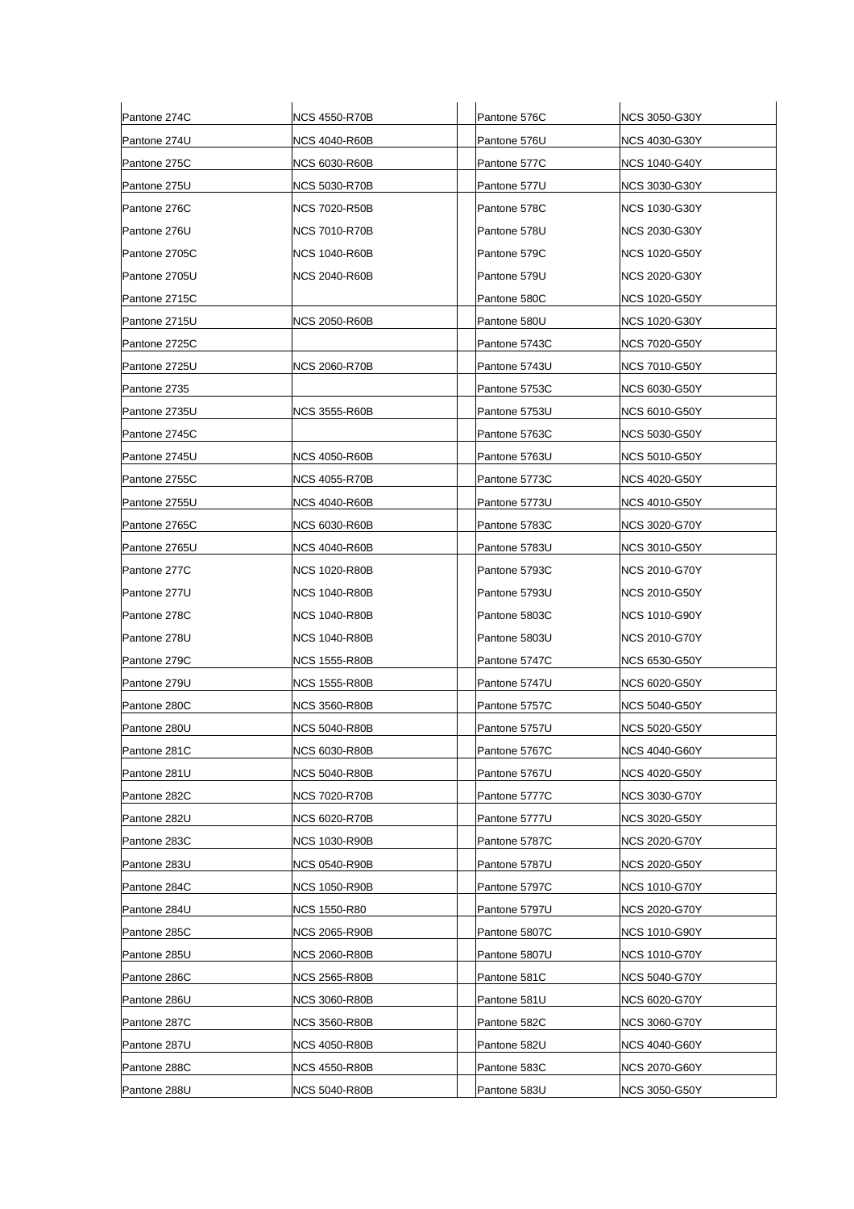| Pantone 274C | NCS 4550-R70B | | Pantone 576C | NCS 3050-G30Y |
|---|---|---|---|---|
| Pantone 274U | NCS 4040-R60B | | Pantone 576U | NCS 4030-G30Y |
| Pantone 275C | NCS 6030-R60B | | Pantone 577C | NCS 1040-G40Y |
| Pantone 275U | NCS 5030-R70B | | Pantone 577U | NCS 3030-G30Y |
| Pantone 276C | NCS 7020-R50B | | Pantone 578C | NCS 1030-G30Y |
| Pantone 276U | NCS 7010-R70B | | Pantone 578U | NCS 2030-G30Y |
| Pantone 2705C | NCS 1040-R60B | | Pantone 579C | NCS 1020-G50Y |
| Pantone 2705U | NCS 2040-R60B | | Pantone 579U | NCS 2020-G30Y |
| Pantone 2715C | | | Pantone 580C | NCS 1020-G50Y |
| Pantone 2715U | NCS 2050-R60B | | Pantone 580U | NCS 1020-G30Y |
| Pantone 2725C | | | Pantone 5743C | NCS 7020-G50Y |
| Pantone 2725U | NCS 2060-R70B | | Pantone 5743U | NCS 7010-G50Y |
| Pantone 2735 | | | Pantone 5753C | NCS 6030-G50Y |
| Pantone 2735U | NCS 3555-R60B | | Pantone 5753U | NCS 6010-G50Y |
| Pantone 2745C | | | Pantone 5763C | NCS 5030-G50Y |
| Pantone 2745U | NCS 4050-R60B | | Pantone 5763U | NCS 5010-G50Y |
| Pantone 2755C | NCS 4055-R70B | | Pantone 5773C | NCS 4020-G50Y |
| Pantone 2755U | NCS 4040-R60B | | Pantone 5773U | NCS 4010-G50Y |
| Pantone 2765C | NCS 6030-R60B | | Pantone 5783C | NCS 3020-G70Y |
| Pantone 2765U | NCS 4040-R60B | | Pantone 5783U | NCS 3010-G50Y |
| Pantone 277C | NCS 1020-R80B | | Pantone 5793C | NCS 2010-G70Y |
| Pantone 277U | NCS 1040-R80B | | Pantone 5793U | NCS 2010-G50Y |
| Pantone 278C | NCS 1040-R80B | | Pantone 5803C | NCS 1010-G90Y |
| Pantone 278U | NCS 1040-R80B | | Pantone 5803U | NCS 2010-G70Y |
| Pantone 279C | NCS 1555-R80B | | Pantone 5747C | NCS 6530-G50Y |
| Pantone 279U | NCS 1555-R80B | | Pantone 5747U | NCS 6020-G50Y |
| Pantone 280C | NCS 3560-R80B | | Pantone 5757C | NCS 5040-G50Y |
| Pantone 280U | NCS 5040-R80B | | Pantone 5757U | NCS 5020-G50Y |
| Pantone 281C | NCS 6030-R80B | | Pantone 5767C | NCS 4040-G60Y |
| Pantone 281U | NCS 5040-R80B | | Pantone 5767U | NCS 4020-G50Y |
| Pantone 282C | NCS 7020-R70B | | Pantone 5777C | NCS 3030-G70Y |
| Pantone 282U | NCS 6020-R70B | | Pantone 5777U | NCS 3020-G50Y |
| Pantone 283C | NCS 1030-R90B | | Pantone 5787C | NCS 2020-G70Y |
| Pantone 283U | NCS 0540-R90B | | Pantone 5787U | NCS 2020-G50Y |
| Pantone 284C | NCS 1050-R90B | | Pantone 5797C | NCS 1010-G70Y |
| Pantone 284U | NCS 1550-R80 | | Pantone 5797U | NCS 2020-G70Y |
| Pantone 285C | NCS 2065-R90B | | Pantone 5807C | NCS 1010-G90Y |
| Pantone 285U | NCS 2060-R80B | | Pantone 5807U | NCS 1010-G70Y |
| Pantone 286C | NCS 2565-R80B | | Pantone 581C | NCS 5040-G70Y |
| Pantone 286U | NCS 3060-R80B | | Pantone 581U | NCS 6020-G70Y |
| Pantone 287C | NCS 3560-R80B | | Pantone 582C | NCS 3060-G70Y |
| Pantone 287U | NCS 4050-R80B | | Pantone 582U | NCS 4040-G60Y |
| Pantone 288C | NCS 4550-R80B | | Pantone 583C | NCS 2070-G60Y |
| Pantone 288U | NCS 5040-R80B | | Pantone 583U | NCS 3050-G50Y |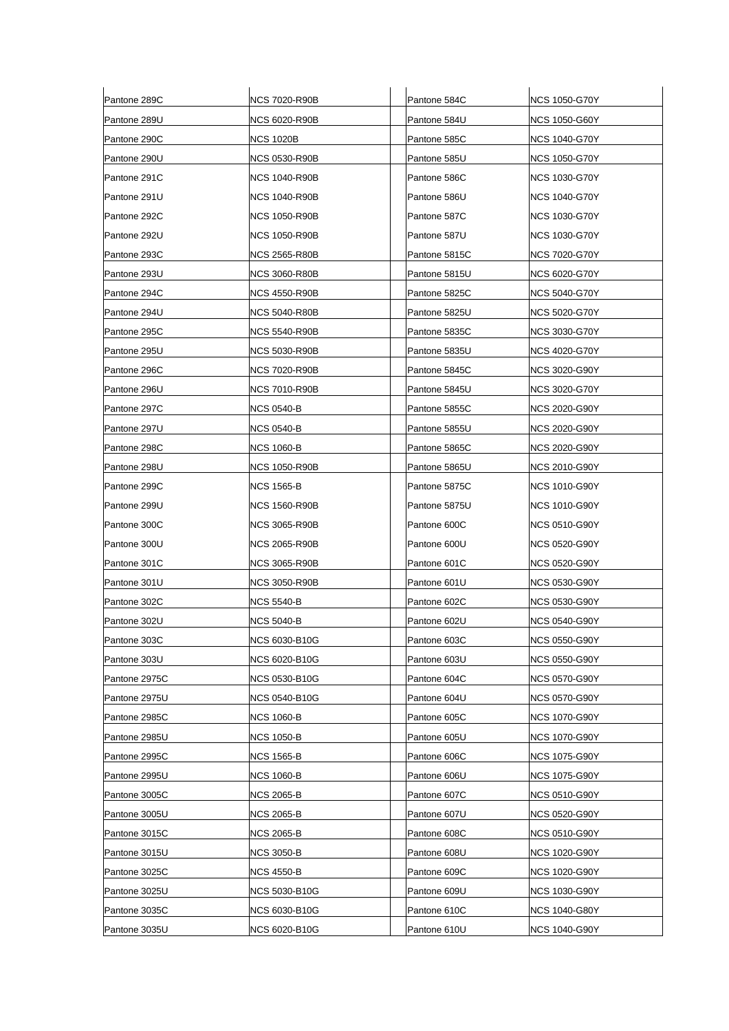| Pantone 289C | NCS 7020-R90B | | Pantone 584C | NCS 1050-G70Y |
|---|---|---|---|---|
| Pantone 289U | NCS 6020-R90B | | Pantone 584U | NCS 1050-G60Y |
| Pantone 290C | NCS 1020B | | Pantone 585C | NCS 1040-G70Y |
| Pantone 290U | NCS 0530-R90B | | Pantone 585U | NCS 1050-G70Y |
| Pantone 291C | NCS 1040-R90B | | Pantone 586C | NCS 1030-G70Y |
| Pantone 291U | NCS 1040-R90B | | Pantone 586U | NCS 1040-G70Y |
| Pantone 292C | NCS 1050-R90B | | Pantone 587C | NCS 1030-G70Y |
| Pantone 292U | NCS 1050-R90B | | Pantone 587U | NCS 1030-G70Y |
| Pantone 293C | NCS 2565-R80B | | Pantone 5815C | NCS 7020-G70Y |
| Pantone 293U | NCS 3060-R80B | | Pantone 5815U | NCS 6020-G70Y |
| Pantone 294C | NCS 4550-R90B | | Pantone 5825C | NCS 5040-G70Y |
| Pantone 294U | NCS 5040-R80B | | Pantone 5825U | NCS 5020-G70Y |
| Pantone 295C | NCS 5540-R90B | | Pantone 5835C | NCS 3030-G70Y |
| Pantone 295U | NCS 5030-R90B | | Pantone 5835U | NCS 4020-G70Y |
| Pantone 296C | NCS 7020-R90B | | Pantone 5845C | NCS 3020-G90Y |
| Pantone 296U | NCS 7010-R90B | | Pantone 5845U | NCS 3020-G70Y |
| Pantone 297C | NCS 0540-B | | Pantone 5855C | NCS 2020-G90Y |
| Pantone 297U | NCS 0540-B | | Pantone 5855U | NCS 2020-G90Y |
| Pantone 298C | NCS 1060-B | | Pantone 5865C | NCS 2020-G90Y |
| Pantone 298U | NCS 1050-R90B | | Pantone 5865U | NCS 2010-G90Y |
| Pantone 299C | NCS 1565-B | | Pantone 5875C | NCS 1010-G90Y |
| Pantone 299U | NCS 1560-R90B | | Pantone 5875U | NCS 1010-G90Y |
| Pantone 300C | NCS 3065-R90B | | Pantone 600C | NCS 0510-G90Y |
| Pantone 300U | NCS 2065-R90B | | Pantone 600U | NCS 0520-G90Y |
| Pantone 301C | NCS 3065-R90B | | Pantone 601C | NCS 0520-G90Y |
| Pantone 301U | NCS 3050-R90B | | Pantone 601U | NCS 0530-G90Y |
| Pantone 302C | NCS 5540-B | | Pantone 602C | NCS 0530-G90Y |
| Pantone 302U | NCS 5040-B | | Pantone 602U | NCS 0540-G90Y |
| Pantone 303C | NCS 6030-B10G | | Pantone 603C | NCS 0550-G90Y |
| Pantone 303U | NCS 6020-B10G | | Pantone 603U | NCS 0550-G90Y |
| Pantone 2975C | NCS 0530-B10G | | Pantone 604C | NCS 0570-G90Y |
| Pantone 2975U | NCS 0540-B10G | | Pantone 604U | NCS 0570-G90Y |
| Pantone 2985C | NCS 1060-B | | Pantone 605C | NCS 1070-G90Y |
| Pantone 2985U | NCS 1050-B | | Pantone 605U | NCS 1070-G90Y |
| Pantone 2995C | NCS 1565-B | | Pantone 606C | NCS 1075-G90Y |
| Pantone 2995U | NCS 1060-B | | Pantone 606U | NCS 1075-G90Y |
| Pantone 3005C | NCS 2065-B | | Pantone 607C | NCS 0510-G90Y |
| Pantone 3005U | NCS 2065-B | | Pantone 607U | NCS 0520-G90Y |
| Pantone 3015C | NCS 2065-B | | Pantone 608C | NCS 0510-G90Y |
| Pantone 3015U | NCS 3050-B | | Pantone 608U | NCS 1020-G90Y |
| Pantone 3025C | NCS 4550-B | | Pantone 609C | NCS 1020-G90Y |
| Pantone 3025U | NCS 5030-B10G | | Pantone 609U | NCS 1030-G90Y |
| Pantone 3035C | NCS 6030-B10G | | Pantone 610C | NCS 1040-G80Y |
| Pantone 3035U | NCS 6020-B10G | | Pantone 610U | NCS 1040-G90Y |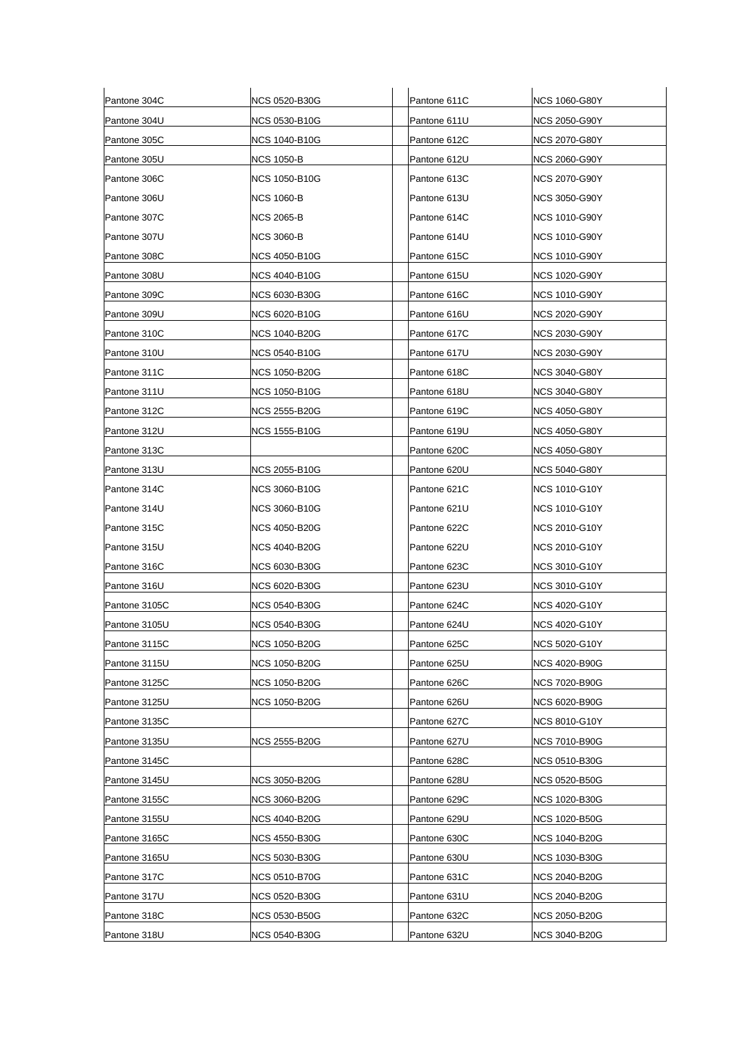| | | | | |
|---|---|---|---|---|
| Pantone 304C | NCS 0520-B30G | | Pantone 611C | NCS 1060-G80Y |
| Pantone 304U | NCS 0530-B10G | | Pantone 611U | NCS 2050-G90Y |
| Pantone 305C | NCS 1040-B10G | | Pantone 612C | NCS 2070-G80Y |
| Pantone 305U | NCS 1050-B | | Pantone 612U | NCS 2060-G90Y |
| Pantone 306C | NCS 1050-B10G | | Pantone 613C | NCS 2070-G90Y |
| Pantone 306U | NCS 1060-B | | Pantone 613U | NCS 3050-G90Y |
| Pantone 307C | NCS 2065-B | | Pantone 614C | NCS 1010-G90Y |
| Pantone 307U | NCS 3060-B | | Pantone 614U | NCS 1010-G90Y |
| Pantone 308C | NCS 4050-B10G | | Pantone 615C | NCS 1010-G90Y |
| Pantone 308U | NCS 4040-B10G | | Pantone 615U | NCS 1020-G90Y |
| Pantone 309C | NCS 6030-B30G | | Pantone 616C | NCS 1010-G90Y |
| Pantone 309U | NCS 6020-B10G | | Pantone 616U | NCS 2020-G90Y |
| Pantone 310C | NCS 1040-B20G | | Pantone 617C | NCS 2030-G90Y |
| Pantone 310U | NCS 0540-B10G | | Pantone 617U | NCS 2030-G90Y |
| Pantone 311C | NCS 1050-B20G | | Pantone 618C | NCS 3040-G80Y |
| Pantone 311U | NCS 1050-B10G | | Pantone 618U | NCS 3040-G80Y |
| Pantone 312C | NCS 2555-B20G | | Pantone 619C | NCS 4050-G80Y |
| Pantone 312U | NCS 1555-B10G | | Pantone 619U | NCS 4050-G80Y |
| Pantone 313C | | | Pantone 620C | NCS 4050-G80Y |
| Pantone 313U | NCS 2055-B10G | | Pantone 620U | NCS 5040-G80Y |
| Pantone 314C | NCS 3060-B10G | | Pantone 621C | NCS 1010-G10Y |
| Pantone 314U | NCS 3060-B10G | | Pantone 621U | NCS 1010-G10Y |
| Pantone 315C | NCS 4050-B20G | | Pantone 622C | NCS 2010-G10Y |
| Pantone 315U | NCS 4040-B20G | | Pantone 622U | NCS 2010-G10Y |
| Pantone 316C | NCS 6030-B30G | | Pantone 623C | NCS 3010-G10Y |
| Pantone 316U | NCS 6020-B30G | | Pantone 623U | NCS 3010-G10Y |
| Pantone 3105C | NCS 0540-B30G | | Pantone 624C | NCS 4020-G10Y |
| Pantone 3105U | NCS 0540-B30G | | Pantone 624U | NCS 4020-G10Y |
| Pantone 3115C | NCS 1050-B20G | | Pantone 625C | NCS 5020-G10Y |
| Pantone 3115U | NCS 1050-B20G | | Pantone 625U | NCS 4020-B90G |
| Pantone 3125C | NCS 1050-B20G | | Pantone 626C | NCS 7020-B90G |
| Pantone 3125U | NCS 1050-B20G | | Pantone 626U | NCS 6020-B90G |
| Pantone 3135C | | | Pantone 627C | NCS 8010-G10Y |
| Pantone 3135U | NCS 2555-B20G | | Pantone 627U | NCS 7010-B90G |
| Pantone 3145C | | | Pantone 628C | NCS 0510-B30G |
| Pantone 3145U | NCS 3050-B20G | | Pantone 628U | NCS 0520-B50G |
| Pantone 3155C | NCS 3060-B20G | | Pantone 629C | NCS 1020-B30G |
| Pantone 3155U | NCS 4040-B20G | | Pantone 629U | NCS 1020-B50G |
| Pantone 3165C | NCS 4550-B30G | | Pantone 630C | NCS 1040-B20G |
| Pantone 3165U | NCS 5030-B30G | | Pantone 630U | NCS 1030-B30G |
| Pantone 317C | NCS 0510-B70G | | Pantone 631C | NCS 2040-B20G |
| Pantone 317U | NCS 0520-B30G | | Pantone 631U | NCS 2040-B20G |
| Pantone 318C | NCS 0530-B50G | | Pantone 632C | NCS 2050-B20G |
| Pantone 318U | NCS 0540-B30G | | Pantone 632U | NCS 3040-B20G |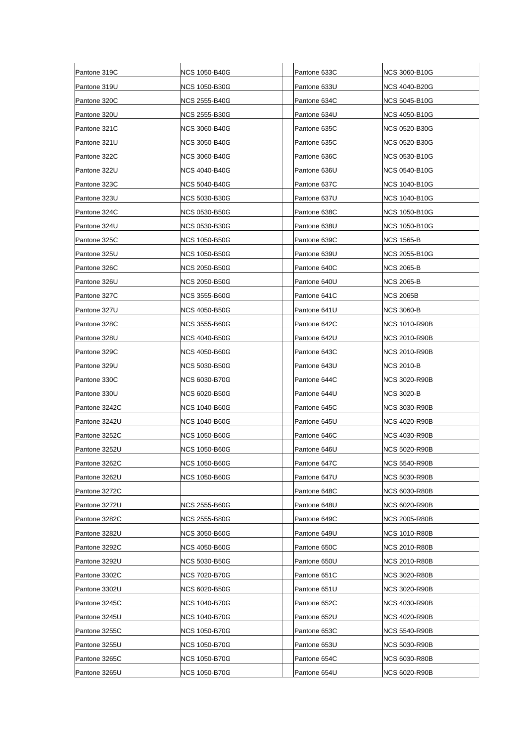| Pantone 319C | NCS 1050-B40G | | Pantone 633C | NCS 3060-B10G |
|---|---|---|---|---|
| Pantone 319U | NCS 1050-B30G | | Pantone 633U | NCS 4040-B20G |
| Pantone 320C | NCS 2555-B40G | | Pantone 634C | NCS 5045-B10G |
| Pantone 320U | NCS 2555-B30G | | Pantone 634U | NCS 4050-B10G |
| Pantone 321C | NCS 3060-B40G | | Pantone 635C | NCS 0520-B30G |
| Pantone 321U | NCS 3050-B40G | | Pantone 635C | NCS 0520-B30G |
| Pantone 322C | NCS 3060-B40G | | Pantone 636C | NCS 0530-B10G |
| Pantone 322U | NCS 4040-B40G | | Pantone 636U | NCS 0540-B10G |
| Pantone 323C | NCS 5040-B40G | | Pantone 637C | NCS 1040-B10G |
| Pantone 323U | NCS 5030-B30G | | Pantone 637U | NCS 1040-B10G |
| Pantone 324C | NCS 0530-B50G | | Pantone 638C | NCS 1050-B10G |
| Pantone 324U | NCS 0530-B30G | | Pantone 638U | NCS 1050-B10G |
| Pantone 325C | NCS 1050-B50G | | Pantone 639C | NCS 1565-B |
| Pantone 325U | NCS 1050-B50G | | Pantone 639U | NCS 2055-B10G |
| Pantone 326C | NCS 2050-B50G | | Pantone 640C | NCS 2065-B |
| Pantone 326U | NCS 2050-B50G | | Pantone 640U | NCS 2065-B |
| Pantone 327C | NCS 3555-B60G | | Pantone 641C | NCS 2065B |
| Pantone 327U | NCS 4050-B50G | | Pantone 641U | NCS 3060-B |
| Pantone 328C | NCS 3555-B60G | | Pantone 642C | NCS 1010-R90B |
| Pantone 328U | NCS 4040-B50G | | Pantone 642U | NCS 2010-R90B |
| Pantone 329C | NCS 4050-B60G | | Pantone 643C | NCS 2010-R90B |
| Pantone 329U | NCS 5030-B50G | | Pantone 643U | NCS 2010-B |
| Pantone 330C | NCS 6030-B70G | | Pantone 644C | NCS 3020-R90B |
| Pantone 330U | NCS 6020-B50G | | Pantone 644U | NCS 3020-B |
| Pantone 3242C | NCS 1040-B60G | | Pantone 645C | NCS 3030-R90B |
| Pantone 3242U | NCS 1040-B60G | | Pantone 645U | NCS 4020-R90B |
| Pantone 3252C | NCS 1050-B60G | | Pantone 646C | NCS 4030-R90B |
| Pantone 3252U | NCS 1050-B60G | | Pantone 646U | NCS 5020-R90B |
| Pantone 3262C | NCS 1050-B60G | | Pantone 647C | NCS 5540-R90B |
| Pantone 3262U | NCS 1050-B60G | | Pantone 647U | NCS 5030-R90B |
| Pantone 3272C | | | Pantone 648C | NCS 6030-R80B |
| Pantone 3272U | NCS 2555-B60G | | Pantone 648U | NCS 6020-R90B |
| Pantone 3282C | NCS 2555-B80G | | Pantone 649C | NCS 2005-R80B |
| Pantone 3282U | NCS 3050-B60G | | Pantone 649U | NCS 1010-R80B |
| Pantone 3292C | NCS 4050-B60G | | Pantone 650C | NCS 2010-R80B |
| Pantone 3292U | NCS 5030-B50G | | Pantone 650U | NCS 2010-R80B |
| Pantone 3302C | NCS 7020-B70G | | Pantone 651C | NCS 3020-R80B |
| Pantone 3302U | NCS 6020-B50G | | Pantone 651U | NCS 3020-R90B |
| Pantone 3245C | NCS 1040-B70G | | Pantone 652C | NCS 4030-R90B |
| Pantone 3245U | NCS 1040-B70G | | Pantone 652U | NCS 4020-R90B |
| Pantone 3255C | NCS 1050-B70G | | Pantone 653C | NCS 5540-R90B |
| Pantone 3255U | NCS 1050-B70G | | Pantone 653U | NCS 5030-R90B |
| Pantone 3265C | NCS 1050-B70G | | Pantone 654C | NCS 6030-R80B |
| Pantone 3265U | NCS 1050-B70G | | Pantone 654U | NCS 6020-R90B |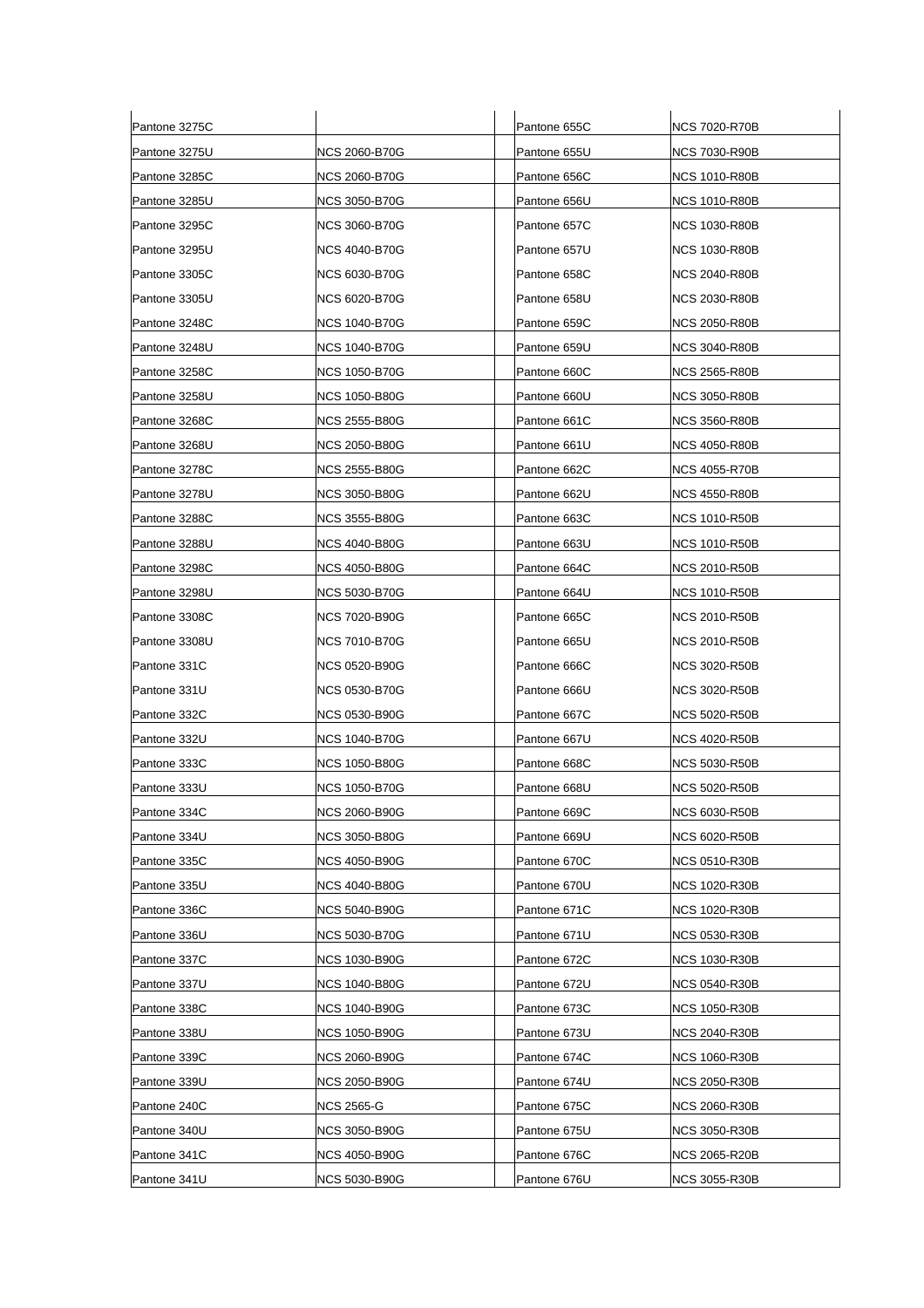| Pantone 3275C | | | Pantone 655C | NCS 7020-R70B |
|---|---|---|---|---|
| Pantone 3275U | NCS 2060-B70G | | Pantone 655U | NCS 7030-R90B |
| Pantone 3285C | NCS 2060-B70G | | Pantone 656C | NCS 1010-R80B |
| Pantone 3285U | NCS 3050-B70G | | Pantone 656U | NCS 1010-R80B |
| Pantone 3295C | NCS 3060-B70G | | Pantone 657C | NCS 1030-R80B |
| Pantone 3295U | NCS 4040-B70G | | Pantone 657U | NCS 1030-R80B |
| Pantone 3305C | NCS 6030-B70G | | Pantone 658C | NCS 2040-R80B |
| Pantone 3305U | NCS 6020-B70G | | Pantone 658U | NCS 2030-R80B |
| Pantone 3248C | NCS 1040-B70G | | Pantone 659C | NCS 2050-R80B |
| Pantone 3248U | NCS 1040-B70G | | Pantone 659U | NCS 3040-R80B |
| Pantone 3258C | NCS 1050-B70G | | Pantone 660C | NCS 2565-R80B |
| Pantone 3258U | NCS 1050-B80G | | Pantone 660U | NCS 3050-R80B |
| Pantone 3268C | NCS 2555-B80G | | Pantone 661C | NCS 3560-R80B |
| Pantone 3268U | NCS 2050-B80G | | Pantone 661U | NCS 4050-R80B |
| Pantone 3278C | NCS 2555-B80G | | Pantone 662C | NCS 4055-R70B |
| Pantone 3278U | NCS 3050-B80G | | Pantone 662U | NCS 4550-R80B |
| Pantone 3288C | NCS 3555-B80G | | Pantone 663C | NCS 1010-R50B |
| Pantone 3288U | NCS 4040-B80G | | Pantone 663U | NCS 1010-R50B |
| Pantone 3298C | NCS 4050-B80G | | Pantone 664C | NCS 2010-R50B |
| Pantone 3298U | NCS 5030-B70G | | Pantone 664U | NCS 1010-R50B |
| Pantone 3308C | NCS 7020-B90G | | Pantone 665C | NCS 2010-R50B |
| Pantone 3308U | NCS 7010-B70G | | Pantone 665U | NCS 2010-R50B |
| Pantone 331C | NCS 0520-B90G | | Pantone 666C | NCS 3020-R50B |
| Pantone 331U | NCS 0530-B70G | | Pantone 666U | NCS 3020-R50B |
| Pantone 332C | NCS 0530-B90G | | Pantone 667C | NCS 5020-R50B |
| Pantone 332U | NCS 1040-B70G | | Pantone 667U | NCS 4020-R50B |
| Pantone 333C | NCS 1050-B80G | | Pantone 668C | NCS 5030-R50B |
| Pantone 333U | NCS 1050-B70G | | Pantone 668U | NCS 5020-R50B |
| Pantone 334C | NCS 2060-B90G | | Pantone 669C | NCS 6030-R50B |
| Pantone 334U | NCS 3050-B80G | | Pantone 669U | NCS 6020-R50B |
| Pantone 335C | NCS 4050-B90G | | Pantone 670C | NCS 0510-R30B |
| Pantone 335U | NCS 4040-B80G | | Pantone 670U | NCS 1020-R30B |
| Pantone 336C | NCS 5040-B90G | | Pantone 671C | NCS 1020-R30B |
| Pantone 336U | NCS 5030-B70G | | Pantone 671U | NCS 0530-R30B |
| Pantone 337C | NCS 1030-B90G | | Pantone 672C | NCS 1030-R30B |
| Pantone 337U | NCS 1040-B80G | | Pantone 672U | NCS 0540-R30B |
| Pantone 338C | NCS 1040-B90G | | Pantone 673C | NCS 1050-R30B |
| Pantone 338U | NCS 1050-B90G | | Pantone 673U | NCS 2040-R30B |
| Pantone 339C | NCS 2060-B90G | | Pantone 674C | NCS 1060-R30B |
| Pantone 339U | NCS 2050-B90G | | Pantone 674U | NCS 2050-R30B |
| Pantone 240C | NCS 2565-G | | Pantone 675C | NCS 2060-R30B |
| Pantone 340U | NCS 3050-B90G | | Pantone 675U | NCS 3050-R30B |
| Pantone 341C | NCS 4050-B90G | | Pantone 676C | NCS 2065-R20B |
| Pantone 341U | NCS 5030-B90G | | Pantone 676U | NCS 3055-R30B |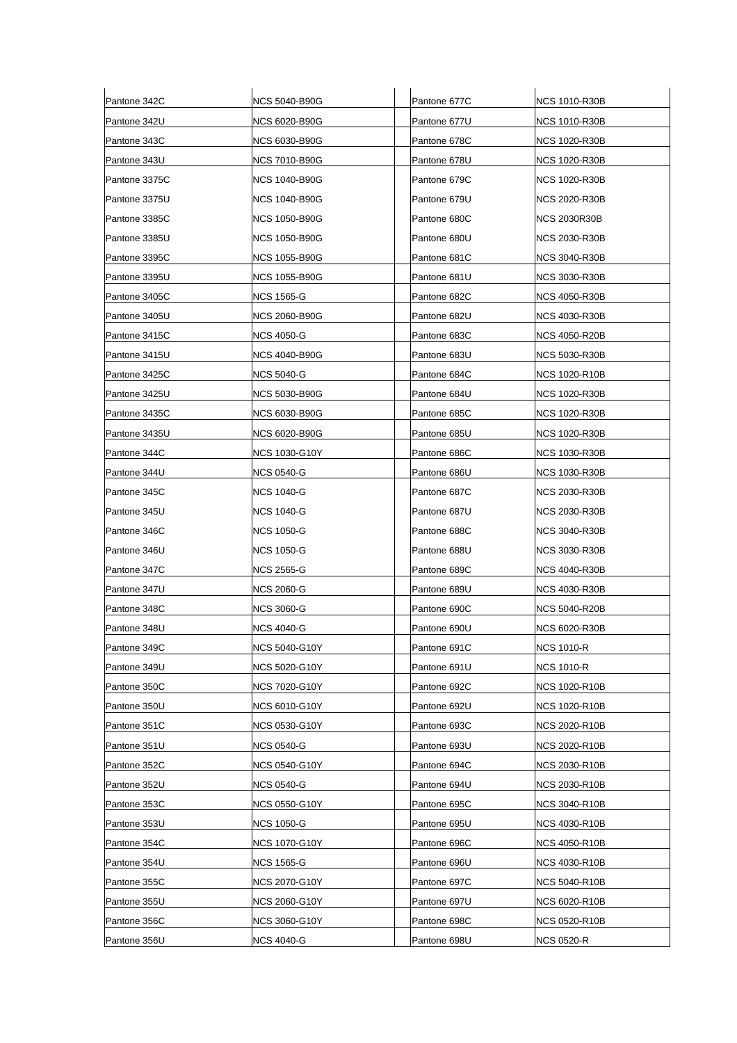| Pantone 342C | NCS 5040-B90G | | Pantone 677C | NCS 1010-R30B |
|---|---|---|---|---|
| Pantone 342U | NCS 6020-B90G | | Pantone 677U | NCS 1010-R30B |
| Pantone 343C | NCS 6030-B90G | | Pantone 678C | NCS 1020-R30B |
| Pantone 343U | NCS 7010-B90G | | Pantone 678U | NCS 1020-R30B |
| Pantone 3375C | NCS 1040-B90G | | Pantone 679C | NCS 1020-R30B |
| Pantone 3375U | NCS 1040-B90G | | Pantone 679U | NCS 2020-R30B |
| Pantone 3385C | NCS 1050-B90G | | Pantone 680C | NCS 2030R30B |
| Pantone 3385U | NCS 1050-B90G | | Pantone 680U | NCS 2030-R30B |
| Pantone 3395C | NCS 1055-B90G | | Pantone 681C | NCS 3040-R30B |
| Pantone 3395U | NCS 1055-B90G | | Pantone 681U | NCS 3030-R30B |
| Pantone 3405C | NCS 1565-G | | Pantone 682C | NCS 4050-R30B |
| Pantone 3405U | NCS 2060-B90G | | Pantone 682U | NCS 4030-R30B |
| Pantone 3415C | NCS 4050-G | | Pantone 683C | NCS 4050-R20B |
| Pantone 3415U | NCS 4040-B90G | | Pantone 683U | NCS 5030-R30B |
| Pantone 3425C | NCS 5040-G | | Pantone 684C | NCS 1020-R10B |
| Pantone 3425U | NCS 5030-B90G | | Pantone 684U | NCS 1020-R30B |
| Pantone 3435C | NCS 6030-B90G | | Pantone 685C | NCS 1020-R30B |
| Pantone 3435U | NCS 6020-B90G | | Pantone 685U | NCS 1020-R30B |
| Pantone 344C | NCS 1030-G10Y | | Pantone 686C | NCS 1030-R30B |
| Pantone 344U | NCS 0540-G | | Pantone 686U | NCS 1030-R30B |
| Pantone 345C | NCS 1040-G | | Pantone 687C | NCS 2030-R30B |
| Pantone 345U | NCS 1040-G | | Pantone 687U | NCS 2030-R30B |
| Pantone 346C | NCS 1050-G | | Pantone 688C | NCS 3040-R30B |
| Pantone 346U | NCS 1050-G | | Pantone 688U | NCS 3030-R30B |
| Pantone 347C | NCS 2565-G | | Pantone 689C | NCS 4040-R30B |
| Pantone 347U | NCS 2060-G | | Pantone 689U | NCS 4030-R30B |
| Pantone 348C | NCS 3060-G | | Pantone 690C | NCS 5040-R20B |
| Pantone 348U | NCS 4040-G | | Pantone 690U | NCS 6020-R30B |
| Pantone 349C | NCS 5040-G10Y | | Pantone 691C | NCS 1010-R |
| Pantone 349U | NCS 5020-G10Y | | Pantone 691U | NCS 1010-R |
| Pantone 350C | NCS 7020-G10Y | | Pantone 692C | NCS 1020-R10B |
| Pantone 350U | NCS 6010-G10Y | | Pantone 692U | NCS 1020-R10B |
| Pantone 351C | NCS 0530-G10Y | | Pantone 693C | NCS 2020-R10B |
| Pantone 351U | NCS 0540-G | | Pantone 693U | NCS 2020-R10B |
| Pantone 352C | NCS 0540-G10Y | | Pantone 694C | NCS 2030-R10B |
| Pantone 352U | NCS 0540-G | | Pantone 694U | NCS 2030-R10B |
| Pantone 353C | NCS 0550-G10Y | | Pantone 695C | NCS 3040-R10B |
| Pantone 353U | NCS 1050-G | | Pantone 695U | NCS 4030-R10B |
| Pantone 354C | NCS 1070-G10Y | | Pantone 696C | NCS 4050-R10B |
| Pantone 354U | NCS 1565-G | | Pantone 696U | NCS 4030-R10B |
| Pantone 355C | NCS 2070-G10Y | | Pantone 697C | NCS 5040-R10B |
| Pantone 355U | NCS 2060-G10Y | | Pantone 697U | NCS 6020-R10B |
| Pantone 356C | NCS 3060-G10Y | | Pantone 698C | NCS 0520-R10B |
| Pantone 356U | NCS 4040-G | | Pantone 698U | NCS 0520-R |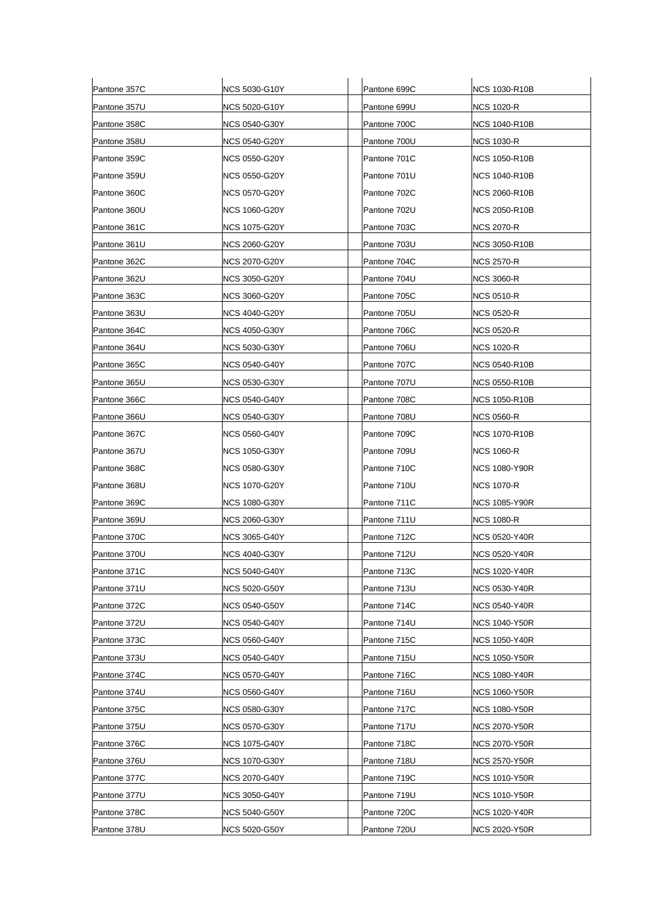| Pantone 357C | NCS 5030-G10Y | Pantone 699C | NCS 1030-R10B |
|---|---|---|---|
| Pantone 357U | NCS 5020-G10Y | Pantone 699U | NCS 1020-R |
| Pantone 358C | NCS 0540-G30Y | Pantone 700C | NCS 1040-R10B |
| Pantone 358U | NCS 0540-G20Y | Pantone 700U | NCS 1030-R |
| Pantone 359C | NCS 0550-G20Y | Pantone 701C | NCS 1050-R10B |
| Pantone 359U | NCS 0550-G20Y | Pantone 701U | NCS 1040-R10B |
| Pantone 360C | NCS 0570-G20Y | Pantone 702C | NCS 2060-R10B |
| Pantone 360U | NCS 1060-G20Y | Pantone 702U | NCS 2050-R10B |
| Pantone 361C | NCS 1075-G20Y | Pantone 703C | NCS 2070-R |
| Pantone 361U | NCS 2060-G20Y | Pantone 703U | NCS 3050-R10B |
| Pantone 362C | NCS 2070-G20Y | Pantone 704C | NCS 2570-R |
| Pantone 362U | NCS 3050-G20Y | Pantone 704U | NCS 3060-R |
| Pantone 363C | NCS 3060-G20Y | Pantone 705C | NCS 0510-R |
| Pantone 363U | NCS 4040-G20Y | Pantone 705U | NCS 0520-R |
| Pantone 364C | NCS 4050-G30Y | Pantone 706C | NCS 0520-R |
| Pantone 364U | NCS 5030-G30Y | Pantone 706U | NCS 1020-R |
| Pantone 365C | NCS 0540-G40Y | Pantone 707C | NCS 0540-R10B |
| Pantone 365U | NCS 0530-G30Y | Pantone 707U | NCS 0550-R10B |
| Pantone 366C | NCS 0540-G40Y | Pantone 708C | NCS 1050-R10B |
| Pantone 366U | NCS 0540-G30Y | Pantone 708U | NCS 0560-R |
| Pantone 367C | NCS 0560-G40Y | Pantone 709C | NCS 1070-R10B |
| Pantone 367U | NCS 1050-G30Y | Pantone 709U | NCS 1060-R |
| Pantone 368C | NCS 0580-G30Y | Pantone 710C | NCS 1080-Y90R |
| Pantone 368U | NCS 1070-G20Y | Pantone 710U | NCS 1070-R |
| Pantone 369C | NCS 1080-G30Y | Pantone 711C | NCS 1085-Y90R |
| Pantone 369U | NCS 2060-G30Y | Pantone 711U | NCS 1080-R |
| Pantone 370C | NCS 3065-G40Y | Pantone 712C | NCS 0520-Y40R |
| Pantone 370U | NCS 4040-G30Y | Pantone 712U | NCS 0520-Y40R |
| Pantone 371C | NCS 5040-G40Y | Pantone 713C | NCS 1020-Y40R |
| Pantone 371U | NCS 5020-G50Y | Pantone 713U | NCS 0530-Y40R |
| Pantone 372C | NCS 0540-G50Y | Pantone 714C | NCS 0540-Y40R |
| Pantone 372U | NCS 0540-G40Y | Pantone 714U | NCS 1040-Y50R |
| Pantone 373C | NCS 0560-G40Y | Pantone 715C | NCS 1050-Y40R |
| Pantone 373U | NCS 0540-G40Y | Pantone 715U | NCS 1050-Y50R |
| Pantone 374C | NCS 0570-G40Y | Pantone 716C | NCS 1080-Y40R |
| Pantone 374U | NCS 0560-G40Y | Pantone 716U | NCS 1060-Y50R |
| Pantone 375C | NCS 0580-G30Y | Pantone 717C | NCS 1080-Y50R |
| Pantone 375U | NCS 0570-G30Y | Pantone 717U | NCS 2070-Y50R |
| Pantone 376C | NCS 1075-G40Y | Pantone 718C | NCS 2070-Y50R |
| Pantone 376U | NCS 1070-G30Y | Pantone 718U | NCS 2570-Y50R |
| Pantone 377C | NCS 2070-G40Y | Pantone 719C | NCS 1010-Y50R |
| Pantone 377U | NCS 3050-G40Y | Pantone 719U | NCS 1010-Y50R |
| Pantone 378C | NCS 5040-G50Y | Pantone 720C | NCS 1020-Y40R |
| Pantone 378U | NCS 5020-G50Y | Pantone 720U | NCS 2020-Y50R |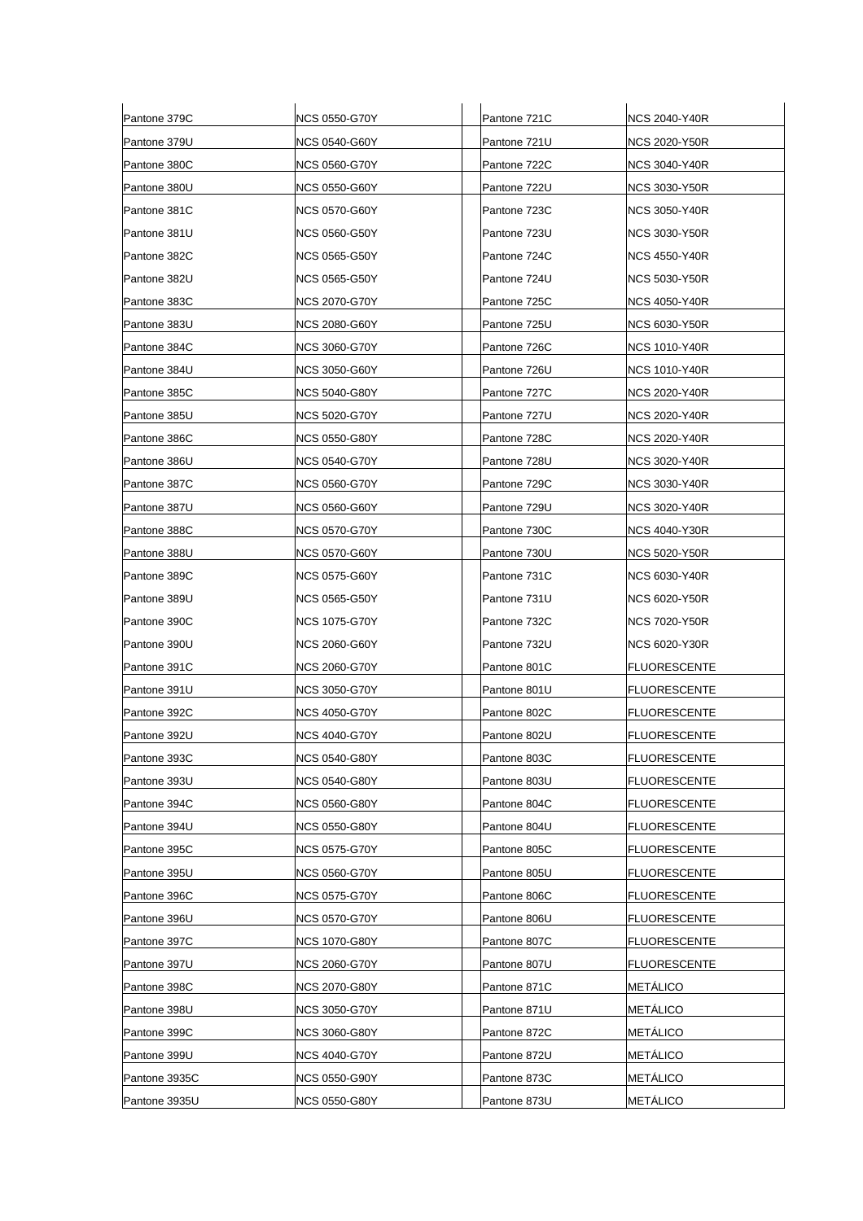| Pantone 379C | NCS 0550-G70Y | | Pantone 721C | NCS 2040-Y40R |
|---|---|---|---|---|
| Pantone 379U | NCS 0540-G60Y | | Pantone 721U | NCS 2020-Y50R |
| Pantone 380C | NCS 0560-G70Y | | Pantone 722C | NCS 3040-Y40R |
| Pantone 380U | NCS 0550-G60Y | | Pantone 722U | NCS 3030-Y50R |
| Pantone 381C | NCS 0570-G60Y | | Pantone 723C | NCS 3050-Y40R |
| Pantone 381U | NCS 0560-G50Y | | Pantone 723U | NCS 3030-Y50R |
| Pantone 382C | NCS 0565-G50Y | | Pantone 724C | NCS 4550-Y40R |
| Pantone 382U | NCS 0565-G50Y | | Pantone 724U | NCS 5030-Y50R |
| Pantone 383C | NCS 2070-G70Y | | Pantone 725C | NCS 4050-Y40R |
| Pantone 383U | NCS 2080-G60Y | | Pantone 725U | NCS 6030-Y50R |
| Pantone 384C | NCS 3060-G70Y | | Pantone 726C | NCS 1010-Y40R |
| Pantone 384U | NCS 3050-G60Y | | Pantone 726U | NCS 1010-Y40R |
| Pantone 385C | NCS 5040-G80Y | | Pantone 727C | NCS 2020-Y40R |
| Pantone 385U | NCS 5020-G70Y | | Pantone 727U | NCS 2020-Y40R |
| Pantone 386C | NCS 0550-G80Y | | Pantone 728C | NCS 2020-Y40R |
| Pantone 386U | NCS 0540-G70Y | | Pantone 728U | NCS 3020-Y40R |
| Pantone 387C | NCS 0560-G70Y | | Pantone 729C | NCS 3030-Y40R |
| Pantone 387U | NCS 0560-G60Y | | Pantone 729U | NCS 3020-Y40R |
| Pantone 388C | NCS 0570-G70Y | | Pantone 730C | NCS 4040-Y30R |
| Pantone 388U | NCS 0570-G60Y | | Pantone 730U | NCS 5020-Y50R |
| Pantone 389C | NCS 0575-G60Y | | Pantone 731C | NCS 6030-Y40R |
| Pantone 389U | NCS 0565-G50Y | | Pantone 731U | NCS 6020-Y50R |
| Pantone 390C | NCS 1075-G70Y | | Pantone 732C | NCS 7020-Y50R |
| Pantone 390U | NCS 2060-G60Y | | Pantone 732U | NCS 6020-Y30R |
| Pantone 391C | NCS 2060-G70Y | | Pantone 801C | FLUORESCENTE |
| Pantone 391U | NCS 3050-G70Y | | Pantone 801U | FLUORESCENTE |
| Pantone 392C | NCS 4050-G70Y | | Pantone 802C | FLUORESCENTE |
| Pantone 392U | NCS 4040-G70Y | | Pantone 802U | FLUORESCENTE |
| Pantone 393C | NCS 0540-G80Y | | Pantone 803C | FLUORESCENTE |
| Pantone 393U | NCS 0540-G80Y | | Pantone 803U | FLUORESCENTE |
| Pantone 394C | NCS 0560-G80Y | | Pantone 804C | FLUORESCENTE |
| Pantone 394U | NCS 0550-G80Y | | Pantone 804U | FLUORESCENTE |
| Pantone 395C | NCS 0575-G70Y | | Pantone 805C | FLUORESCENTE |
| Pantone 395U | NCS 0560-G70Y | | Pantone 805U | FLUORESCENTE |
| Pantone 396C | NCS 0575-G70Y | | Pantone 806C | FLUORESCENTE |
| Pantone 396U | NCS 0570-G70Y | | Pantone 806U | FLUORESCENTE |
| Pantone 397C | NCS 1070-G80Y | | Pantone 807C | FLUORESCENTE |
| Pantone 397U | NCS 2060-G70Y | | Pantone 807U | FLUORESCENTE |
| Pantone 398C | NCS 2070-G80Y | | Pantone 871C | METÁLICO |
| Pantone 398U | NCS 3050-G70Y | | Pantone 871U | METÁLICO |
| Pantone 399C | NCS 3060-G80Y | | Pantone 872C | METÁLICO |
| Pantone 399U | NCS 4040-G70Y | | Pantone 872U | METÁLICO |
| Pantone 3935C | NCS 0550-G90Y | | Pantone 873C | METÁLICO |
| Pantone 3935U | NCS 0550-G80Y | | Pantone 873U | METÁLICO |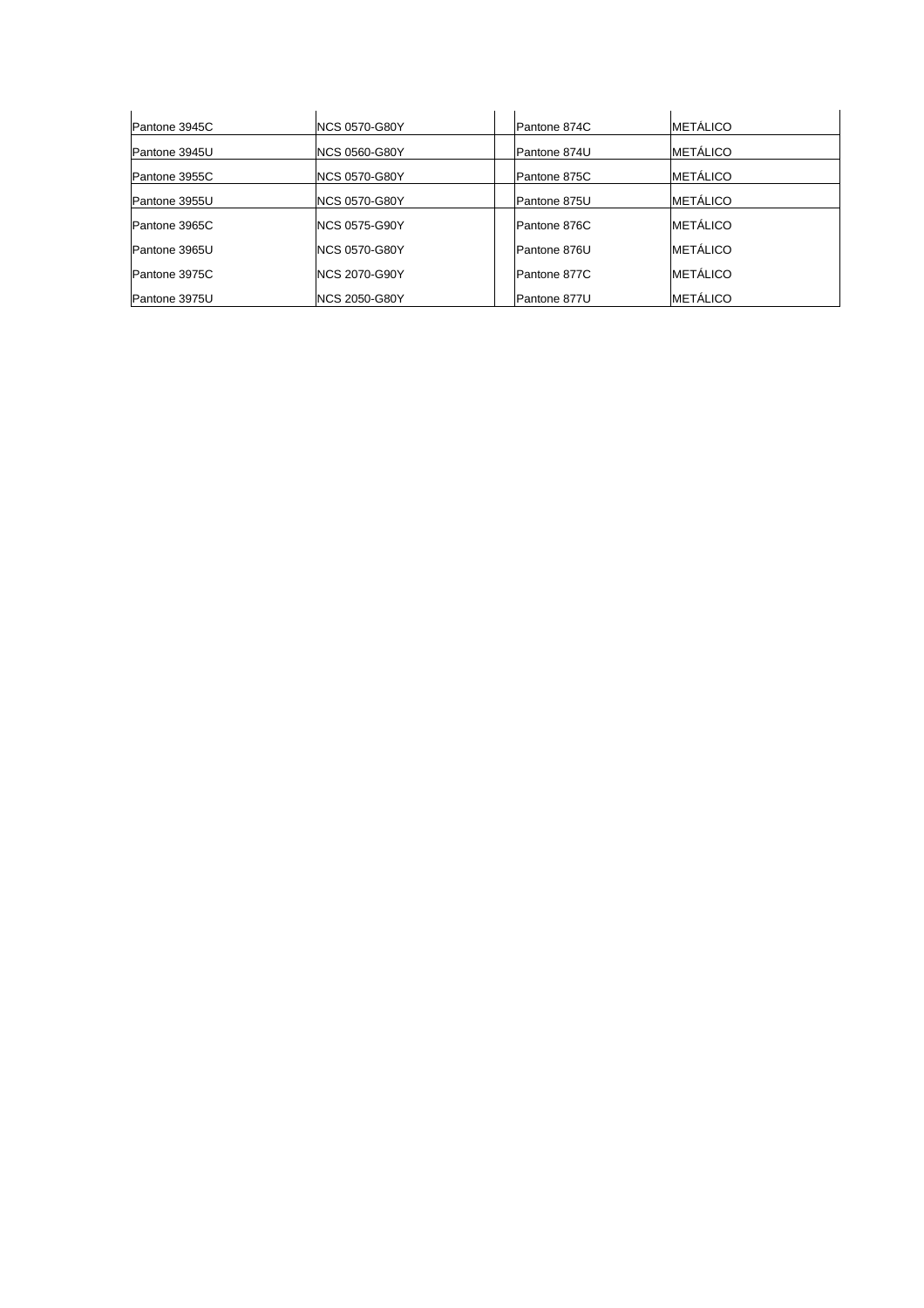| | | | | |
|---|---|---|---|---|
| Pantone 3945C | NCS 0570-G80Y | | Pantone 874C | METÁLICO |
| Pantone 3945U | NCS 0560-G80Y | | Pantone 874U | METÁLICO |
| Pantone 3955C | NCS 0570-G80Y | | Pantone 875C | METÁLICO |
| Pantone 3955U | NCS 0570-G80Y | | Pantone 875U | METÁLICO |
| Pantone 3965C | NCS 0575-G90Y | | Pantone 876C | METÁLICO |
| Pantone 3965U | NCS 0570-G80Y | | Pantone 876U | METÁLICO |
| Pantone 3975C | NCS 2070-G90Y | | Pantone 877C | METÁLICO |
| Pantone 3975U | NCS 2050-G80Y | | Pantone 877U | METÁLICO |